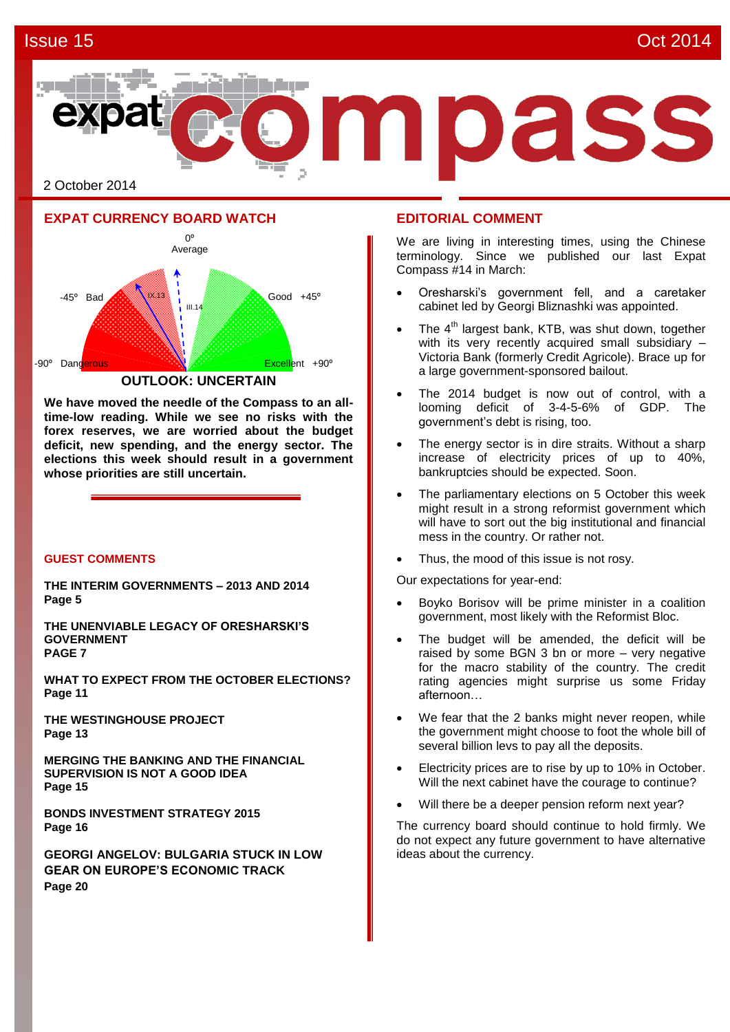Issue 15 — Oct 2014

# expat compass

2 October 2014

## EXPAT CURRENCY BOARD WATCH

0º Average

-45º Bad — Good +45º

-90º Dangerous — Excellent +90º

IX.13 — III.14

**OUTLOOK: UNCERTAIN**

**We have moved the needle of the Compass to an all-time-low reading. While we see no risks with the forex reserves, we are worried about the budget deficit, new spending, and the energy sector. The elections this week should result in a government whose priorities are still uncertain.**

## GUEST COMMENTS

**THE INTERIM GOVERNMENTS – 2013 AND 2014**
**Page 5**

**THE UNENVIABLE LEGACY OF ORESHARSKI'S GOVERNMENT**
**PAGE 7**

**WHAT TO EXPECT FROM THE OCTOBER ELECTIONS?**
**Page 11**

**THE WESTINGHOUSE PROJECT**
**Page 13**

**MERGING THE BANKING AND THE FINANCIAL SUPERVISION IS NOT A GOOD IDEA**
**Page 15**

**BONDS INVESTMENT STRATEGY 2015**
**Page 16**

**GEORGI ANGELOV: BULGARIA STUCK IN LOW GEAR ON EUROPE'S ECONOMIC TRACK**
**Page 20**

## EDITORIAL COMMENT

We are living in interesting times, using the Chinese terminology. Since we published our last Expat Compass #14 in March:

- Oresharski's government fell, and a caretaker cabinet led by Georgi Bliznashki was appointed.
- The 4th largest bank, KTB, was shut down, together with its very recently acquired small subsidiary – Victoria Bank (formerly Credit Agricole). Brace up for a large government-sponsored bailout.
- The 2014 budget is now out of control, with a looming deficit of 3-4-5-6% of GDP. The government's debt is rising, too.
- The energy sector is in dire straits. Without a sharp increase of electricity prices of up to 40%, bankruptcies should be expected. Soon.
- The parliamentary elections on 5 October this week might result in a strong reformist government which will have to sort out the big institutional and financial mess in the country. Or rather not.
- Thus, the mood of this issue is not rosy.

Our expectations for year-end:

- Boyko Borisov will be prime minister in a coalition government, most likely with the Reformist Bloc.
- The budget will be amended, the deficit will be raised by some BGN 3 bn or more – very negative for the macro stability of the country. The credit rating agencies might surprise us some Friday afternoon…
- We fear that the 2 banks might never reopen, while the government might choose to foot the whole bill of several billion levs to pay all the deposits.
- Electricity prices are to rise by up to 10% in October. Will the next cabinet have the courage to continue?
- Will there be a deeper pension reform next year?

The currency board should continue to hold firmly. We do not expect any future government to have alternative ideas about the currency.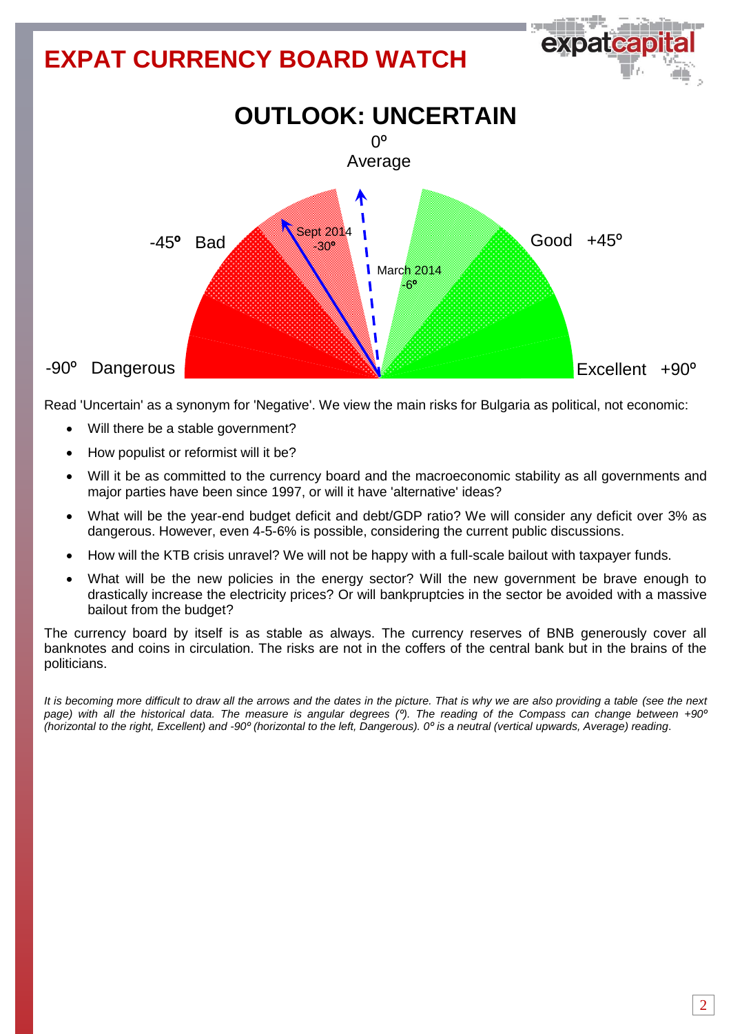# EXPAT CURRENCY BOARD WATCH

## OUTLOOK: UNCERTAIN

0º
Average

-45º Bad

Good +45º

-90º Dangerous

Excellent +90º

Sept 2014
-30º

March 2014
-6º

Read 'Uncertain' as a synonym for 'Negative'. We view the main risks for Bulgaria as political, not economic:

- Will there be a stable government?
- How populist or reformist will it be?
- Will it be as committed to the currency board and the macroeconomic stability as all governments and major parties have been since 1997, or will it have 'alternative' ideas?
- What will be the year-end budget deficit and debt/GDP ratio? We will consider any deficit over 3% as dangerous. However, even 4-5-6% is possible, considering the current public discussions.
- How will the KTB crisis unravel? We will not be happy with a full-scale bailout with taxpayer funds.
- What will be the new policies in the energy sector? Will the new government be brave enough to drastically increase the electricity prices? Or will bankruptcies in the sector be avoided with a massive bailout from the budget?

The currency board by itself is as stable as always. The currency reserves of BNB generously cover all banknotes and coins in circulation. The risks are not in the coffers of the central bank but in the brains of the politicians.

*It is becoming more difficult to draw all the arrows and the dates in the picture. That is why we are also providing a table (see the next page) with all the historical data. The measure is angular degrees (º). The reading of the Compass can change between +90º (horizontal to the right, Excellent) and -90º (horizontal to the left, Dangerous). 0º is a neutral (vertical upwards, Average) reading.*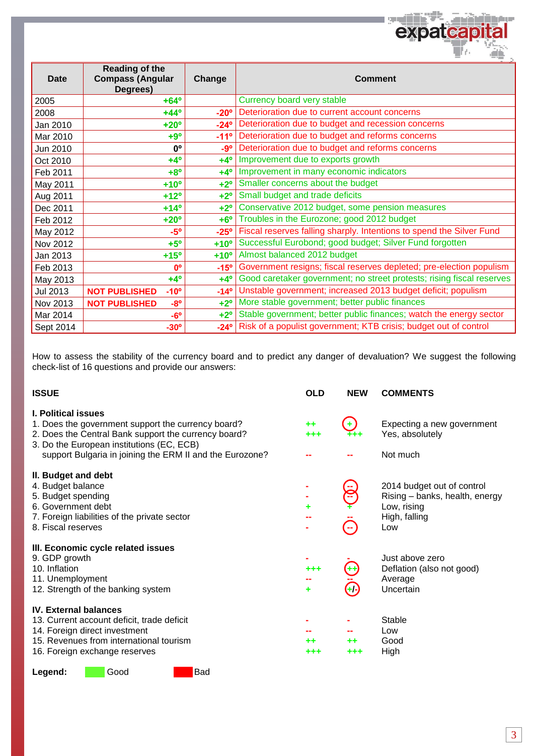| Date | Reading of the Compass (Angular Degrees) | Change | Comment |
|---|---|---|---|
| 2005 | +64º | | Currency board very stable |
| 2008 | +44º | -20º | Deterioration due to current account concerns |
| Jan 2010 | +20º | -24º | Deterioration due to budget and recession concerns |
| Mar 2010 | +9º | -11º | Deterioration due to budget and reforms concerns |
| Jun 2010 | 0º | -9º | Deterioration due to budget and reforms concerns |
| Oct 2010 | +4º | +4º | Improvement due to exports growth |
| Feb 2011 | +8º | +4º | Improvement in many economic indicators |
| May 2011 | +10º | +2º | Smaller concerns about the budget |
| Aug 2011 | +12º | +2º | Small budget and trade deficits |
| Dec 2011 | +14º | +2º | Conservative 2012 budget, some pension measures |
| Feb 2012 | +20º | +6º | Troubles in the Eurozone; good 2012 budget |
| May 2012 | -5º | -25º | Fiscal reserves falling sharply. Intentions to spend the Silver Fund |
| Nov 2012 | +5º | +10º | Successful Eurobond; good budget; Silver Fund forgotten |
| Jan 2013 | +15º | +10º | Almost balanced 2012 budget |
| Feb 2013 | 0º | -15º | Government resigns; fiscal reserves depleted; pre-election populism |
| May 2013 | +4º | +4º | Good caretaker government; no street protests; rising fiscal reserves |
| Jul 2013 | NOT PUBLISHED -10º | -14º | Unstable government; increased 2013 budget deficit; populism |
| Nov 2013 | NOT PUBLISHED -8º | +2º | More stable government; better public finances |
| Mar 2014 | -6º | +2º | Stable government; better public finances; watch the energy sector |
| Sept 2014 | -30º | -24º | Risk of a populist government; KTB crisis; budget out of control |

How to assess the stability of the currency board and to predict any danger of devaluation? We suggest the following check-list of 16 questions and provide our answers:

| ISSUE | OLD | NEW | COMMENTS |
|---|---|---|---|
| **I. Political issues** | | | |
| 1. Does the government support the currency board? | ++ | + | Expecting a new government |
| 2. Does the Central Bank support the currency board? | +++ | +++ | Yes, absolutely |
| 3. Do the European institutions (EC, ECB) support Bulgaria in joining the ERM II and the Eurozone? | -- | -- | Not much |
| **II. Budget and debt** | | | |
| 4. Budget balance | - | -- | 2014 budget out of control |
| 5. Budget spending | - | -- | Rising – banks, health, energy |
| 6. Government debt | + | + | Low, rising |
| 7. Foreign liabilities of the private sector | -- | -- | High, falling |
| 8. Fiscal reserves | - | -- | Low |
| **III. Economic cycle related issues** | | | |
| 9. GDP growth | - | - | Just above zero |
| 10. Inflation | +++ | ++ | Deflation (also not good) |
| 11. Unemployment | -- | -- | Average |
| 12. Strength of the banking system | + | +/- | Uncertain |
| **IV. External balances** | | | |
| 13. Current account deficit, trade deficit | - | - | Stable |
| 14. Foreign direct investment | -- | -- | Low |
| 15. Revenues from international tourism | ++ | ++ | Good |
| 16. Foreign exchange reserves | +++ | +++ | High |

**Legend:** Good — Bad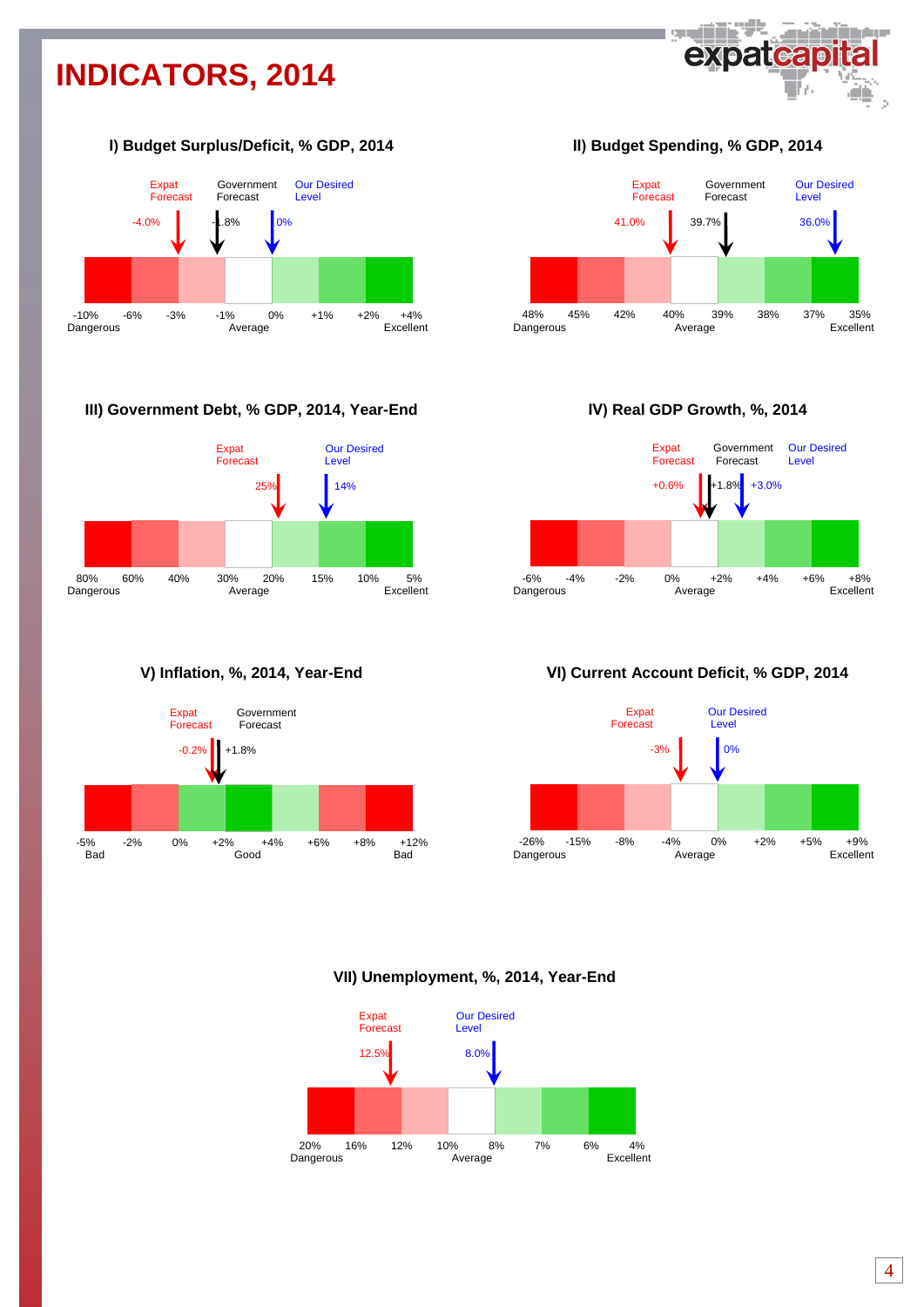# INDICATORS, 2014

### I) Budget Surplus/Deficit, % GDP, 2014

Expat Forecast: -4.0%
Government Forecast: -1.8%
Our Desired Level: 0%

-10% Dangerous | -6% | -3% | -1% Average | 0% | +1% | +2% | +4% Excellent

### II) Budget Spending, % GDP, 2014

Expat Forecast: 41.0%
Government Forecast: 39.7%
Our Desired Level: 36.0%

48% Dangerous | 45% | 42% | 40% Average | 39% | 38% | 37% | 35% Excellent

### III) Government Debt, % GDP, 2014, Year-End

Expat Forecast: 25%
Our Desired Level: 14%

80% Dangerous | 60% | 40% | 30% Average | 20% | 15% | 10% | 5% Excellent

### IV) Real GDP Growth, %, 2014

Expat Forecast: +0.6%
Government Forecast: +1.8%
Our Desired Level: +3.0%

-6% Dangerous | -4% | -2% | 0% Average | +2% | +4% | +6% | +8% Excellent

### V) Inflation, %, 2014, Year-End

Expat Forecast: -0.2%
Government Forecast: +1.8%

-5% Bad | -2% | 0% | +2% Good | +4% | +6% | +8% | +12% Bad

### VI) Current Account Deficit, % GDP, 2014

Expat Forecast: -3%
Our Desired Level: 0%

-26% Dangerous | -15% | -8% | -4% Average | 0% | +2% | +5% | +9% Excellent

### VII) Unemployment, %, 2014, Year-End

Expat Forecast: 12.5%
Our Desired Level: 8.0%

20% Dangerous | 16% | 12% | 10% Average | 8% | 7% | 6% | 4% Excellent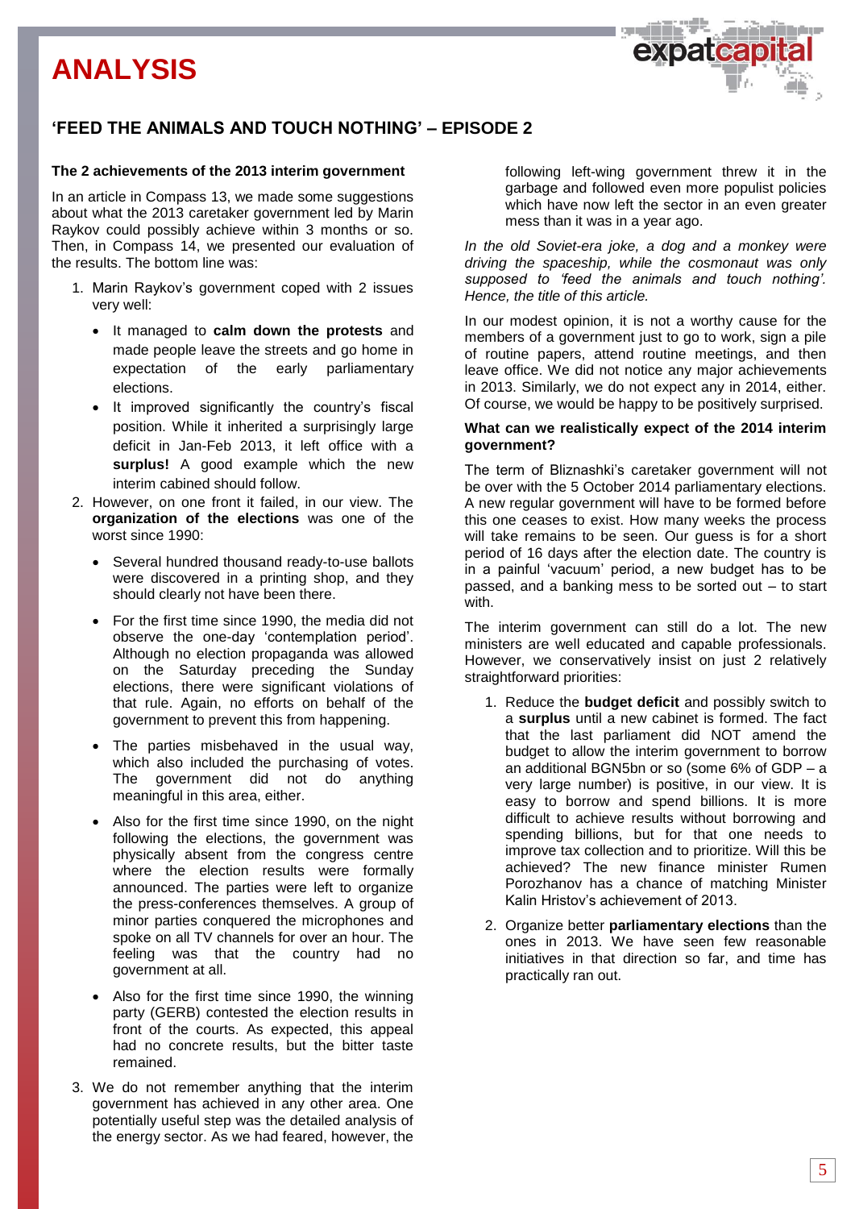# ANALYSIS

## 'FEED THE ANIMALS AND TOUCH NOTHING' – EPISODE 2

**The 2 achievements of the 2013 interim government**

In an article in Compass 13, we made some suggestions about what the 2013 caretaker government led by Marin Raykov could possibly achieve within 3 months or so. Then, in Compass 14, we presented our evaluation of the results. The bottom line was:

1. Marin Raykov's government coped with 2 issues very well:
   - It managed to **calm down the protests** and made people leave the streets and go home in expectation of the early parliamentary elections.
   - It improved significantly the country's fiscal position. While it inherited a surprisingly large deficit in Jan-Feb 2013, it left office with a **surplus!** A good example which the new interim cabined should follow.
2. However, on one front it failed, in our view. The **organization of the elections** was one of the worst since 1990:
   - Several hundred thousand ready-to-use ballots were discovered in a printing shop, and they should clearly not have been there.
   - For the first time since 1990, the media did not observe the one-day 'contemplation period'. Although no election propaganda was allowed on the Saturday preceding the Sunday elections, there were significant violations of that rule. Again, no efforts on behalf of the government to prevent this from happening.
   - The parties misbehaved in the usual way, which also included the purchasing of votes. The government did not do anything meaningful in this area, either.
   - Also for the first time since 1990, on the night following the elections, the government was physically absent from the congress centre where the election results were formally announced. The parties were left to organize the press-conferences themselves. A group of minor parties conquered the microphones and spoke on all TV channels for over an hour. The feeling was that the country had no government at all.
   - Also for the first time since 1990, the winning party (GERB) contested the election results in front of the courts. As expected, this appeal had no concrete results, but the bitter taste remained.
3. We do not remember anything that the interim government has achieved in any other area. One potentially useful step was the detailed analysis of the energy sector. As we had feared, however, the following left-wing government threw it in the garbage and followed even more populist policies which have now left the sector in an even greater mess than it was in a year ago.

*In the old Soviet-era joke, a dog and a monkey were driving the spaceship, while the cosmonaut was only supposed to 'feed the animals and touch nothing'. Hence, the title of this article.*

In our modest opinion, it is not a worthy cause for the members of a government just to go to work, sign a pile of routine papers, attend routine meetings, and then leave office. We did not notice any major achievements in 2013. Similarly, we do not expect any in 2014, either. Of course, we would be happy to be positively surprised.

**What can we realistically expect of the 2014 interim government?**

The term of Bliznashki's caretaker government will not be over with the 5 October 2014 parliamentary elections. A new regular government will have to be formed before this one ceases to exist. How many weeks the process will take remains to be seen. Our guess is for a short period of 16 days after the election date. The country is in a painful 'vacuum' period, a new budget has to be passed, and a banking mess to be sorted out – to start with.

The interim government can still do a lot. The new ministers are well educated and capable professionals. However, we conservatively insist on just 2 relatively straightforward priorities:

1. Reduce the **budget deficit** and possibly switch to a **surplus** until a new cabinet is formed. The fact that the last parliament did NOT amend the budget to allow the interim government to borrow an additional BGN5bn or so (some 6% of GDP – a very large number) is positive, in our view. It is easy to borrow and spend billions. It is more difficult to achieve results without borrowing and spending billions, but for that one needs to improve tax collection and to prioritize. Will this be achieved? The new finance minister Rumen Porozhanov has a chance of matching Minister Kalin Hristov's achievement of 2013.
2. Organize better **parliamentary elections** than the ones in 2013. We have seen few reasonable initiatives in that direction so far, and time has practically ran out.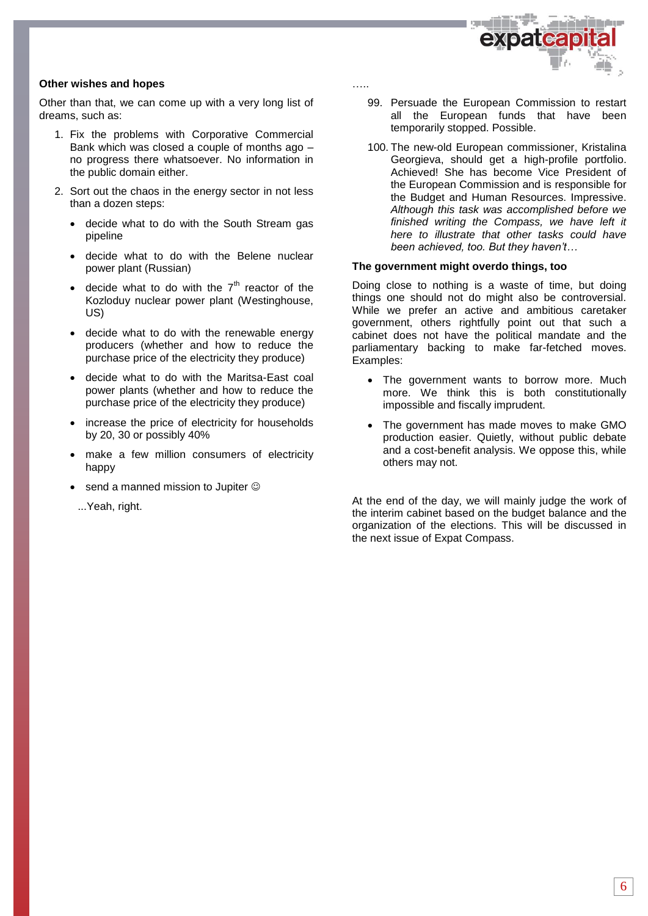### Other wishes and hopes

Other than that, we can come up with a very long list of dreams, such as:

1. Fix the problems with Corporative Commercial Bank which was closed a couple of months ago – no progress there whatsoever. No information in the public domain either.
2. Sort out the chaos in the energy sector in not less than a dozen steps:
   - decide what to do with the South Stream gas pipeline
   - decide what to do with the Belene nuclear power plant (Russian)
   - decide what to do with the 7th reactor of the Kozloduy nuclear power plant (Westinghouse, US)
   - decide what to do with the renewable energy producers (whether and how to reduce the purchase price of the electricity they produce)
   - decide what to do with the Maritsa-East coal power plants (whether and how to reduce the purchase price of the electricity they produce)
   - increase the price of electricity for households by 20, 30 or possibly 40%
   - make a few million consumers of electricity happy
   - send a manned mission to Jupiter ☺

   ...Yeah, right.

…..

99. Persuade the European Commission to restart all the European funds that have been temporarily stopped. Possible.
100. The new-old European commissioner, Kristalina Georgieva, should get a high-profile portfolio. Achieved! She has become Vice President of the European Commission and is responsible for the Budget and Human Resources. Impressive. *Although this task was accomplished before we finished writing the Compass, we have left it here to illustrate that other tasks could have been achieved, too. But they haven't…*

### The government might overdo things, too

Doing close to nothing is a waste of time, but doing things one should not do might also be controversial. While we prefer an active and ambitious caretaker government, others rightfully point out that such a cabinet does not have the political mandate and the parliamentary backing to make far-fetched moves. Examples:

- The government wants to borrow more. Much more. We think this is both constitutionally impossible and fiscally imprudent.
- The government has made moves to make GMO production easier. Quietly, without public debate and a cost-benefit analysis. We oppose this, while others may not.

At the end of the day, we will mainly judge the work of the interim cabinet based on the budget balance and the organization of the elections. This will be discussed in the next issue of Expat Compass.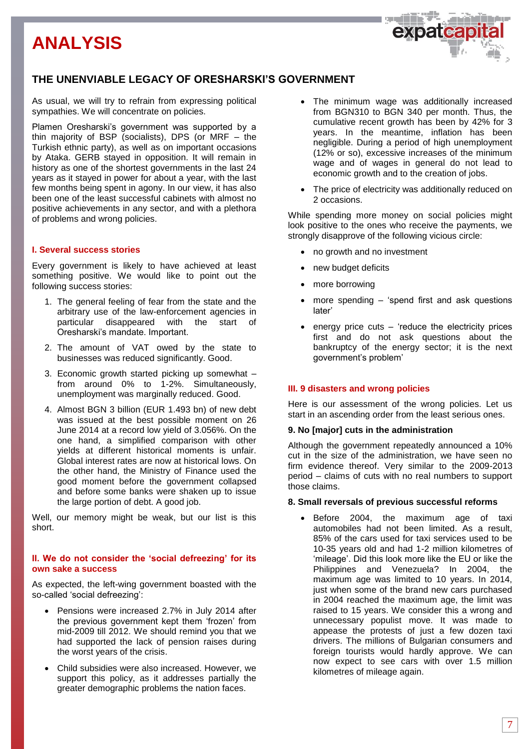# ANALYSIS

## THE UNENVIABLE LEGACY OF ORESHARSKI'S GOVERNMENT

As usual, we will try to refrain from expressing political sympathies. We will concentrate on policies.

Plamen Oresharski's government was supported by a thin majority of BSP (socialists), DPS (or MRF – the Turkish ethnic party), as well as on important occasions by Ataka. GERB stayed in opposition. It will remain in history as one of the shortest governments in the last 24 years as it stayed in power for about a year, with the last few months being spent in agony. In our view, it has also been one of the least successful cabinets with almost no positive achievements in any sector, and with a plethora of problems and wrong policies.

### I. Several success stories

Every government is likely to have achieved at least something positive. We would like to point out the following success stories:

1. The general feeling of fear from the state and the arbitrary use of the law-enforcement agencies in particular disappeared with the start of Oresharski's mandate. Important.
2. The amount of VAT owed by the state to businesses was reduced significantly. Good.
3. Economic growth started picking up somewhat – from around 0% to 1-2%. Simultaneously, unemployment was marginally reduced. Good.
4. Almost BGN 3 billion (EUR 1.493 bn) of new debt was issued at the best possible moment on 26 June 2014 at a record low yield of 3.056%. On the one hand, a simplified comparison with other yields at different historical moments is unfair. Global interest rates are now at historical lows. On the other hand, the Ministry of Finance used the good moment before the government collapsed and before some banks were shaken up to issue the large portion of debt. A good job.

Well, our memory might be weak, but our list is this short.

### II. We do not consider the 'social defreezing' for its own sake a success

As expected, the left-wing government boasted with the so-called 'social defreezing':

- Pensions were increased 2.7% in July 2014 after the previous government kept them 'frozen' from mid-2009 till 2012. We should remind you that we had supported the lack of pension raises during the worst years of the crisis.
- Child subsidies were also increased. However, we support this policy, as it addresses partially the greater demographic problems the nation faces.
- The minimum wage was additionally increased from BGN310 to BGN 340 per month. Thus, the cumulative recent growth has been by 42% for 3 years. In the meantime, inflation has been negligible. During a period of high unemployment (12% or so), excessive increases of the minimum wage and of wages in general do not lead to economic growth and to the creation of jobs.
- The price of electricity was additionally reduced on 2 occasions.

While spending more money on social policies might look positive to the ones who receive the payments, we strongly disapprove of the following vicious circle:

- no growth and no investment
- new budget deficits
- more borrowing
- more spending – 'spend first and ask questions later'
- energy price cuts – 'reduce the electricity prices first and do not ask questions about the bankruptcy of the energy sector; it is the next government's problem'

### III. 9 disasters and wrong policies

Here is our assessment of the wrong policies. Let us start in an ascending order from the least serious ones.

#### 9. No [major] cuts in the administration

Although the government repeatedly announced a 10% cut in the size of the administration, we have seen no firm evidence thereof. Very similar to the 2009-2013 period – claims of cuts with no real numbers to support those claims.

#### 8. Small reversals of previous successful reforms

- Before 2004, the maximum age of taxi automobiles had not been limited. As a result, 85% of the cars used for taxi services used to be 10-35 years old and had 1-2 million kilometres of 'mileage'. Did this look more like the EU or like the Philippines and Venezuela? In 2004, the maximum age was limited to 10 years. In 2014, just when some of the brand new cars purchased in 2004 reached the maximum age, the limit was raised to 15 years. We consider this a wrong and unnecessary populist move. It was made to appease the protests of just a few dozen taxi drivers. The millions of Bulgarian consumers and foreign tourists would hardly approve. We can now expect to see cars with over 1.5 million kilometres of mileage again.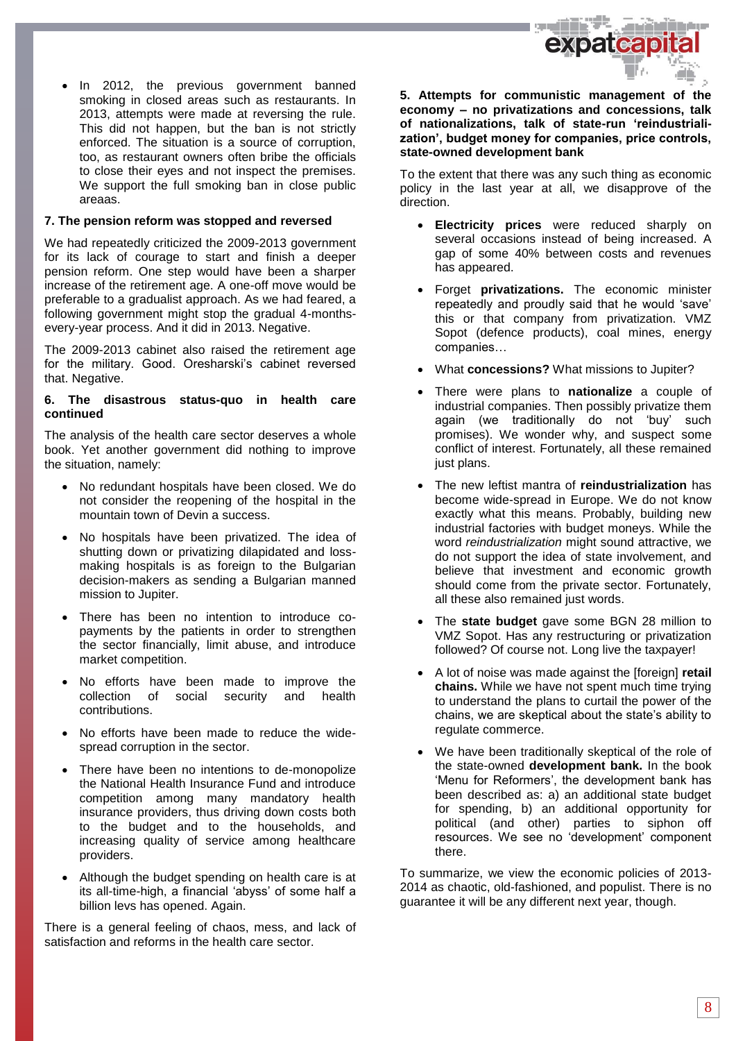- In 2012, the previous government banned smoking in closed areas such as restaurants. In 2013, attempts were made at reversing the rule. This did not happen, but the ban is not strictly enforced. The situation is a source of corruption, too, as restaurant owners often bribe the officials to close their eyes and not inspect the premises. We support the full smoking ban in close public areaas.

#### 7. The pension reform was stopped and reversed

We had repeatedly criticized the 2009-2013 government for its lack of courage to start and finish a deeper pension reform. One step would have been a sharper increase of the retirement age. A one-off move would be preferable to a gradualist approach. As we had feared, a following government might stop the gradual 4-months-every-year process. And it did in 2013. Negative.

The 2009-2013 cabinet also raised the retirement age for the military. Good. Oresharski's cabinet reversed that. Negative.

#### 6. The disastrous status-quo in health care continued

The analysis of the health care sector deserves a whole book. Yet another government did nothing to improve the situation, namely:

- No redundant hospitals have been closed. We do not consider the reopening of the hospital in the mountain town of Devin a success.
- No hospitals have been privatized. The idea of shutting down or privatizing dilapidated and loss-making hospitals is as foreign to the Bulgarian decision-makers as sending a Bulgarian manned mission to Jupiter.
- There has been no intention to introduce co-payments by the patients in order to strengthen the sector financially, limit abuse, and introduce market competition.
- No efforts have been made to improve the collection of social security and health contributions.
- No efforts have been made to reduce the wide-spread corruption in the sector.
- There have been no intentions to de-monopolize the National Health Insurance Fund and introduce competition among many mandatory health insurance providers, thus driving down costs both to the budget and to the households, and increasing quality of service among healthcare providers.
- Although the budget spending on health care is at its all-time-high, a financial 'abyss' of some half a billion levs has opened. Again.

There is a general feeling of chaos, mess, and lack of satisfaction and reforms in the health care sector.

#### 5. Attempts for communistic management of the economy – no privatizations and concessions, talk of nationalizations, talk of state-run 'reindustrialization', budget money for companies, price controls, state-owned development bank

To the extent that there was any such thing as economic policy in the last year at all, we disapprove of the direction.

- **Electricity prices** were reduced sharply on several occasions instead of being increased. A gap of some 40% between costs and revenues has appeared.
- Forget **privatizations.** The economic minister repeatedly and proudly said that he would 'save' this or that company from privatization. VMZ Sopot (defence products), coal mines, energy companies…
- What **concessions?** What missions to Jupiter?
- There were plans to **nationalize** a couple of industrial companies. Then possibly privatize them again (we traditionally do not 'buy' such promises). We wonder why, and suspect some conflict of interest. Fortunately, all these remained just plans.
- The new leftist mantra of **reindustrialization** has become wide-spread in Europe. We do not know exactly what this means. Probably, building new industrial factories with budget moneys. While the word *reindustrialization* might sound attractive, we do not support the idea of state involvement, and believe that investment and economic growth should come from the private sector. Fortunately, all these also remained just words.
- The **state budget** gave some BGN 28 million to VMZ Sopot. Has any restructuring or privatization followed? Of course not. Long live the taxpayer!
- A lot of noise was made against the [foreign] **retail chains.** While we have not spent much time trying to understand the plans to curtail the power of the chains, we are skeptical about the state's ability to regulate commerce.
- We have been traditionally skeptical of the role of the state-owned **development bank.** In the book 'Menu for Reformers', the development bank has been described as: a) an additional state budget for spending, b) an additional opportunity for political (and other) parties to siphon off resources. We see no 'development' component there.

To summarize, we view the economic policies of 2013-2014 as chaotic, old-fashioned, and populist. There is no guarantee it will be any different next year, though.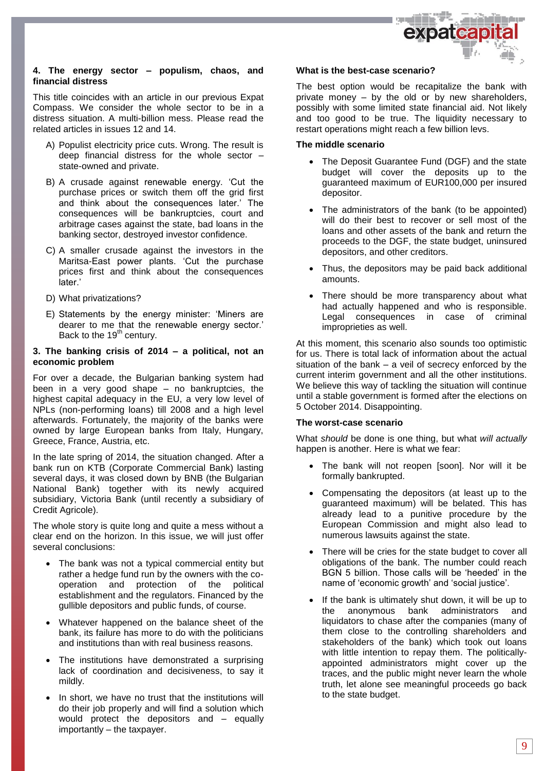**4. The energy sector – populism, chaos, and financial distress**

This title coincides with an article in our previous Expat Compass. We consider the whole sector to be in a distress situation. A multi-billion mess. Please read the related articles in issues 12 and 14.

A) Populist electricity price cuts. Wrong. The result is deep financial distress for the whole sector – state-owned and private.

B) A crusade against renewable energy. 'Cut the purchase prices or switch them off the grid first and think about the consequences later.' The consequences will be bankruptcies, court and arbitrage cases against the state, bad loans in the banking sector, destroyed investor confidence.

C) A smaller crusade against the investors in the Maritsa-East power plants. 'Cut the purchase prices first and think about the consequences later.'

D) What privatizations?

E) Statements by the energy minister: 'Miners are dearer to me that the renewable energy sector.' Back to the 19th century.

**3. The banking crisis of 2014 – a political, not an economic problem**

For over a decade, the Bulgarian banking system had been in a very good shape – no bankruptcies, the highest capital adequacy in the EU, a very low level of NPLs (non-performing loans) till 2008 and a high level afterwards. Fortunately, the majority of the banks were owned by large European banks from Italy, Hungary, Greece, France, Austria, etc.

In the late spring of 2014, the situation changed. After a bank run on KTB (Corporate Commercial Bank) lasting several days, it was closed down by BNB (the Bulgarian National Bank) together with its newly acquired subsidiary, Victoria Bank (until recently a subsidiary of Credit Agricole).

The whole story is quite long and quite a mess without a clear end on the horizon. In this issue, we will just offer several conclusions:

- The bank was not a typical commercial entity but rather a hedge fund run by the owners with the co-operation and protection of the political establishment and the regulators. Financed by the gullible depositors and public funds, of course.
- Whatever happened on the balance sheet of the bank, its failure has more to do with the politicians and institutions than with real business reasons.
- The institutions have demonstrated a surprising lack of coordination and decisiveness, to say it mildly.
- In short, we have no trust that the institutions will do their job properly and will find a solution which would protect the depositors and – equally importantly – the taxpayer.

**What is the best-case scenario?**

The best option would be recapitalize the bank with private money – by the old or by new shareholders, possibly with some limited state financial aid. Not likely and too good to be true. The liquidity necessary to restart operations might reach a few billion levs.

**The middle scenario**

- The Deposit Guarantee Fund (DGF) and the state budget will cover the deposits up to the guaranteed maximum of EUR100,000 per insured depositor.
- The administrators of the bank (to be appointed) will do their best to recover or sell most of the loans and other assets of the bank and return the proceeds to the DGF, the state budget, uninsured depositors, and other creditors.
- Thus, the depositors may be paid back additional amounts.
- There should be more transparency about what had actually happened and who is responsible. Legal consequences in case of criminal improprieties as well.

At this moment, this scenario also sounds too optimistic for us. There is total lack of information about the actual situation of the bank – a veil of secrecy enforced by the current interim government and all the other institutions. We believe this way of tackling the situation will continue until a stable government is formed after the elections on 5 October 2014. Disappointing.

**The worst-case scenario**

What *should* be done is one thing, but what *will actually* happen is another. Here is what we fear:

- The bank will not reopen [soon]. Nor will it be formally bankrupted.
- Compensating the depositors (at least up to the guaranteed maximum) will be belated. This has already lead to a punitive procedure by the European Commission and might also lead to numerous lawsuits against the state.
- There will be cries for the state budget to cover all obligations of the bank. The number could reach BGN 5 billion. Those calls will be 'heeded' in the name of 'economic growth' and 'social justice'.
- If the bank is ultimately shut down, it will be up to the anonymous bank administrators and liquidators to chase after the companies (many of them close to the controlling shareholders and stakeholders of the bank) which took out loans with little intention to repay them. The politically-appointed administrators might cover up the traces, and the public might never learn the whole truth, let alone see meaningful proceeds go back to the state budget.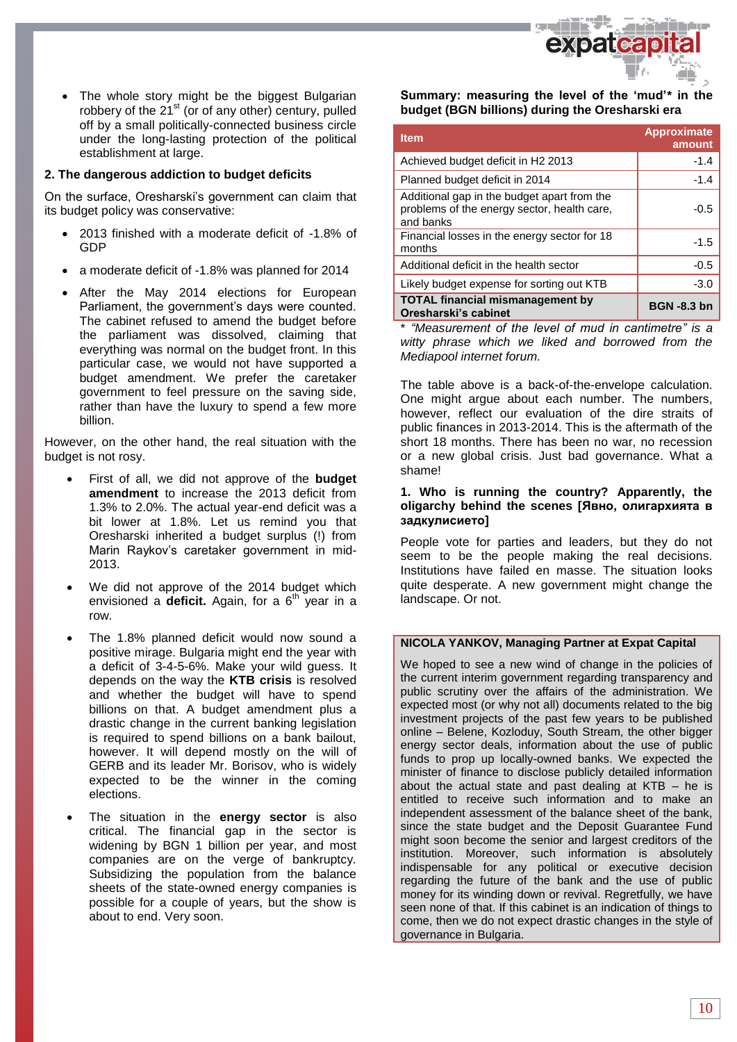- The whole story might be the biggest Bulgarian robbery of the 21st (or of any other) century, pulled off by a small politically-connected business circle under the long-lasting protection of the political establishment at large.

## 2. The dangerous addiction to budget deficits

On the surface, Oresharski's government can claim that its budget policy was conservative:

- 2013 finished with a moderate deficit of -1.8% of GDP
- a moderate deficit of -1.8% was planned for 2014
- After the May 2014 elections for European Parliament, the government's days were counted. The cabinet refused to amend the budget before the parliament was dissolved, claiming that everything was normal on the budget front. In this particular case, we would not have supported a budget amendment. We prefer the caretaker government to feel pressure on the saving side, rather than have the luxury to spend a few more billion.

However, on the other hand, the real situation with the budget is not rosy.

- First of all, we did not approve of the **budget amendment** to increase the 2013 deficit from 1.3% to 2.0%. The actual year-end deficit was a bit lower at 1.8%. Let us remind you that Oresharski inherited a budget surplus (!) from Marin Raykov's caretaker government in mid-2013.
- We did not approve of the 2014 budget which envisioned a **deficit.** Again, for a 6th year in a row.
- The 1.8% planned deficit would now sound a positive mirage. Bulgaria might end the year with a deficit of 3-4-5-6%. Make your wild guess. It depends on the way the **KTB crisis** is resolved and whether the budget will have to spend billions on that. A budget amendment plus a drastic change in the current banking legislation is required to spend billions on a bank bailout, however. It will depend mostly on the will of GERB and its leader Mr. Borisov, who is widely expected to be the winner in the coming elections.
- The situation in the **energy sector** is also critical. The financial gap in the sector is widening by BGN 1 billion per year, and most companies are on the verge of bankruptcy. Subsidizing the population from the balance sheets of the state-owned energy companies is possible for a couple of years, but the show is about to end. Very soon.

**Summary: measuring the level of the 'mud'* in the budget (BGN billions) during the Oresharski era**

| Item | Approximate amount |
|---|---|
| Achieved budget deficit in H2 2013 | -1.4 |
| Planned budget deficit in 2014 | -1.4 |
| Additional gap in the budget apart from the problems of the energy sector, health care, and banks | -0.5 |
| Financial losses in the energy sector for 18 months | -1.5 |
| Additional deficit in the health sector | -0.5 |
| Likely budget expense for sorting out KTB | -3.0 |
| **TOTAL financial mismanagement by Oresharski's cabinet** | **BGN -8.3 bn** |

*\* "Measurement of the level of mud in cantimetre" is a witty phrase which we liked and borrowed from the Mediapool internet forum.*

The table above is a back-of-the-envelope calculation. One might argue about each number. The numbers, however, reflect our evaluation of the dire straits of public finances in 2013-2014. This is the aftermath of the short 18 months. There has been no war, no recession or a new global crisis. Just bad governance. What a shame!

### 1. Who is running the country? Apparently, the oligarchy behind the scenes [Явно, олигархията в задкулисието]

People vote for parties and leaders, but they do not seem to be the people making the real decisions. Institutions have failed en masse. The situation looks quite desperate. A new government might change the landscape. Or not.

**NICOLA YANKOV, Managing Partner at Expat Capital**

We hoped to see a new wind of change in the policies of the current interim government regarding transparency and public scrutiny over the affairs of the administration. We expected most (or why not all) documents related to the big investment projects of the past few years to be published online – Belene, Kozloduy, South Stream, the other bigger energy sector deals, information about the use of public funds to prop up locally-owned banks. We expected the minister of finance to disclose publicly detailed information about the actual state and past dealing at KTB – he is entitled to receive such information and to make an independent assessment of the balance sheet of the bank, since the state budget and the Deposit Guarantee Fund might soon become the senior and largest creditors of the institution. Moreover, such information is absolutely indispensable for any political or executive decision regarding the future of the bank and the use of public money for its winding down or revival. Regretfully, we have seen none of that. If this cabinet is an indication of things to come, then we do not expect drastic changes in the style of governance in Bulgaria.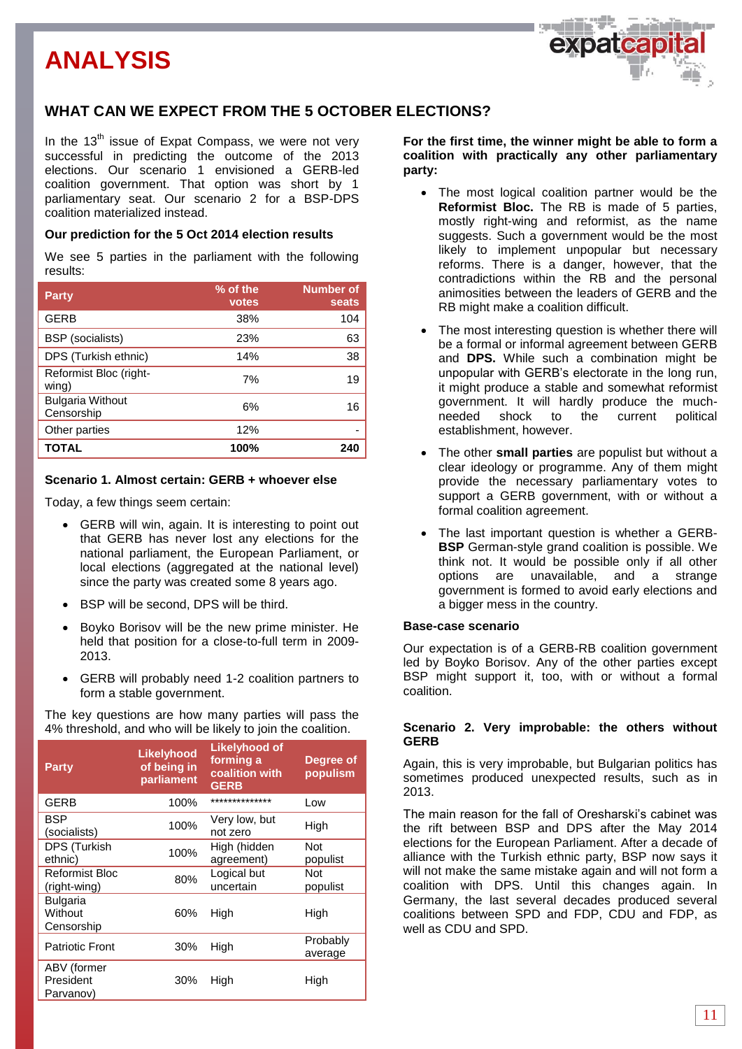# ANALYSIS

## WHAT CAN WE EXPECT FROM THE 5 OCTOBER ELECTIONS?

In the 13th issue of Expat Compass, we were not very successful in predicting the outcome of the 2013 elections. Our scenario 1 envisioned a GERB-led coalition government. That option was short by 1 parliamentary seat. Our scenario 2 for a BSP-DPS coalition materialized instead.

### Our prediction for the 5 Oct 2014 election results

We see 5 parties in the parliament with the following results:

| Party | % of the votes | Number of seats |
|---|---|---|
| GERB | 38% | 104 |
| BSP (socialists) | 23% | 63 |
| DPS (Turkish ethnic) | 14% | 38 |
| Reformist Bloc (right-wing) | 7% | 19 |
| Bulgaria Without Censorship | 6% | 16 |
| Other parties | 12% | - |
| **TOTAL** | **100%** | **240** |

### Scenario 1. Almost certain: GERB + whoever else

Today, a few things seem certain:

- GERB will win, again. It is interesting to point out that GERB has never lost any elections for the national parliament, the European Parliament, or local elections (aggregated at the national level) since the party was created some 8 years ago.
- BSP will be second, DPS will be third.
- Boyko Borisov will be the new prime minister. He held that position for a close-to-full term in 2009-2013.
- GERB will probably need 1-2 coalition partners to form a stable government.

The key questions are how many parties will pass the 4% threshold, and who will be likely to join the coalition.

| Party | Likelyhood of being in parliament | Likelyhood of forming a coalition with GERB | Degree of populism |
|---|---|---|---|
| GERB | 100% | ************** | Low |
| BSP (socialists) | 100% | Very low, but not zero | High |
| DPS (Turkish ethnic) | 100% | High (hidden agreement) | Not populist |
| Reformist Bloc (right-wing) | 80% | Logical but uncertain | Not populist |
| Bulgaria Without Censorship | 60% | High | High |
| Patriotic Front | 30% | High | Probably average |
| ABV (former President Parvanov) | 30% | High | High |

**For the first time, the winner might be able to form a coalition with practically any other parliamentary party:**

- The most logical coalition partner would be the **Reformist Bloc.** The RB is made of 5 parties, mostly right-wing and reformist, as the name suggests. Such a government would be the most likely to implement unpopular but necessary reforms. There is a danger, however, that the contradictions within the RB and the personal animosities between the leaders of GERB and the RB might make a coalition difficult.
- The most interesting question is whether there will be a formal or informal agreement between GERB and **DPS.** While such a combination might be unpopular with GERB's electorate in the long run, it might produce a stable and somewhat reformist government. It will hardly produce the much-needed shock to the current political establishment, however.
- The other **small parties** are populist but without a clear ideology or programme. Any of them might provide the necessary parliamentary votes to support a GERB government, with or without a formal coalition agreement.
- The last important question is whether a GERB-**BSP** German-style grand coalition is possible. We think not. It would be possible only if all other options are unavailable, and a strange government is formed to avoid early elections and a bigger mess in the country.

### Base-case scenario

Our expectation is of a GERB-RB coalition government led by Boyko Borisov. Any of the other parties except BSP might support it, too, with or without a formal coalition.

### Scenario 2. Very improbable: the others without GERB

Again, this is very improbable, but Bulgarian politics has sometimes produced unexpected results, such as in 2013.

The main reason for the fall of Oresharski's cabinet was the rift between BSP and DPS after the May 2014 elections for the European Parliament. After a decade of alliance with the Turkish ethnic party, BSP now says it will not make the same mistake again and will not form a coalition with DPS. Until this changes again. In Germany, the last several decades produced several coalitions between SPD and FDP, CDU and FDP, as well as CDU and SPD.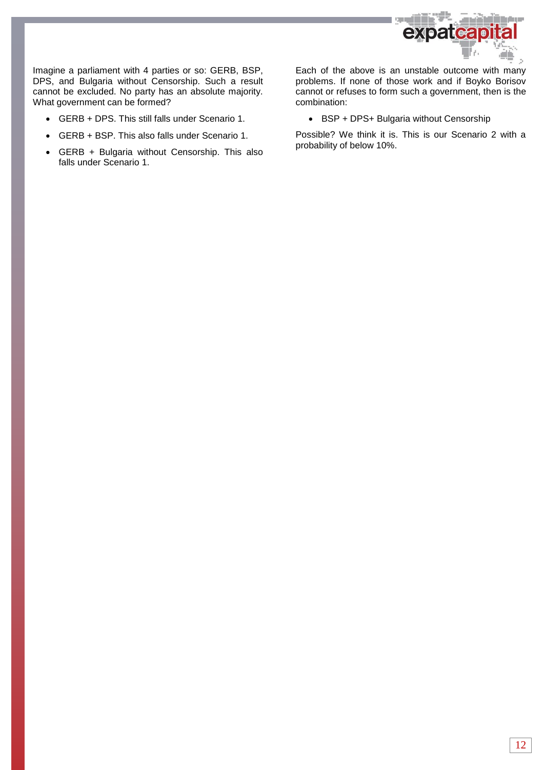Imagine a parliament with 4 parties or so: GERB, BSP, DPS, and Bulgaria without Censorship. Such a result cannot be excluded. No party has an absolute majority. What government can be formed?

- GERB + DPS. This still falls under Scenario 1.
- GERB + BSP. This also falls under Scenario 1.
- GERB + Bulgaria without Censorship. This also falls under Scenario 1.

Each of the above is an unstable outcome with many problems. If none of those work and if Boyko Borisov cannot or refuses to form such a government, then is the combination:

- BSP + DPS+ Bulgaria without Censorship

Possible? We think it is. This is our Scenario 2 with a probability of below 10%.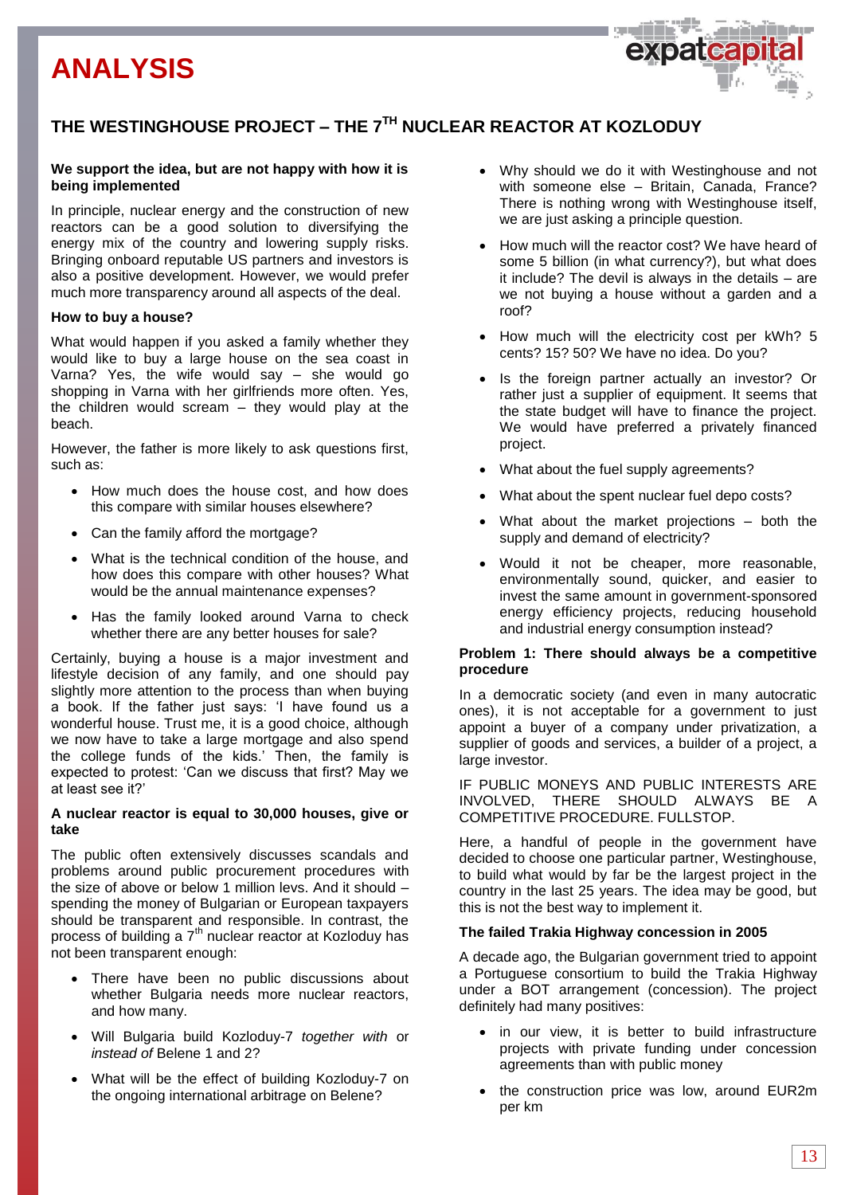## ANALYSIS

# THE WESTINGHOUSE PROJECT – THE 7TH NUCLEAR REACTOR AT KOZLODUY

### We support the idea, but are not happy with how it is being implemented

In principle, nuclear energy and the construction of new reactors can be a good solution to diversifying the energy mix of the country and lowering supply risks. Bringing onboard reputable US partners and investors is also a positive development. However, we would prefer much more transparency around all aspects of the deal.

### How to buy a house?

What would happen if you asked a family whether they would like to buy a large house on the sea coast in Varna? Yes, the wife would say – she would go shopping in Varna with her girlfriends more often. Yes, the children would scream – they would play at the beach.

However, the father is more likely to ask questions first, such as:

- How much does the house cost, and how does this compare with similar houses elsewhere?
- Can the family afford the mortgage?
- What is the technical condition of the house, and how does this compare with other houses? What would be the annual maintenance expenses?
- Has the family looked around Varna to check whether there are any better houses for sale?

Certainly, buying a house is a major investment and lifestyle decision of any family, and one should pay slightly more attention to the process than when buying a book. If the father just says: 'I have found us a wonderful house. Trust me, it is a good choice, although we now have to take a large mortgage and also spend the college funds of the kids.' Then, the family is expected to protest: 'Can we discuss that first? May we at least see it?'

### A nuclear reactor is equal to 30,000 houses, give or take

The public often extensively discusses scandals and problems around public procurement procedures with the size of above or below 1 million levs. And it should – spending the money of Bulgarian or European taxpayers should be transparent and responsible. In contrast, the process of building a 7th nuclear reactor at Kozloduy has not been transparent enough:

- There have been no public discussions about whether Bulgaria needs more nuclear reactors, and how many.
- Will Bulgaria build Kozloduy-7 *together with* or *instead of* Belene 1 and 2?
- What will be the effect of building Kozloduy-7 on the ongoing international arbitrage on Belene?
- Why should we do it with Westinghouse and not with someone else – Britain, Canada, France? There is nothing wrong with Westinghouse itself, we are just asking a principle question.
- How much will the reactor cost? We have heard of some 5 billion (in what currency?), but what does it include? The devil is always in the details – are we not buying a house without a garden and a roof?
- How much will the electricity cost per kWh? 5 cents? 15? 50? We have no idea. Do you?
- Is the foreign partner actually an investor? Or rather just a supplier of equipment. It seems that the state budget will have to finance the project. We would have preferred a privately financed project.
- What about the fuel supply agreements?
- What about the spent nuclear fuel depo costs?
- What about the market projections – both the supply and demand of electricity?
- Would it not be cheaper, more reasonable, environmentally sound, quicker, and easier to invest the same amount in government-sponsored energy efficiency projects, reducing household and industrial energy consumption instead?

### Problem 1: There should always be a competitive procedure

In a democratic society (and even in many autocratic ones), it is not acceptable for a government to just appoint a buyer of a company under privatization, a supplier of goods and services, a builder of a project, a large investor.

IF PUBLIC MONEYS AND PUBLIC INTERESTS ARE INVOLVED, THERE SHOULD ALWAYS BE A COMPETITIVE PROCEDURE. FULLSTOP.

Here, a handful of people in the government have decided to choose one particular partner, Westinghouse, to build what would by far be the largest project in the country in the last 25 years. The idea may be good, but this is not the best way to implement it.

### The failed Trakia Highway concession in 2005

A decade ago, the Bulgarian government tried to appoint a Portuguese consortium to build the Trakia Highway under a BOT arrangement (concession). The project definitely had many positives:

- in our view, it is better to build infrastructure projects with private funding under concession agreements than with public money
- the construction price was low, around EUR2m per km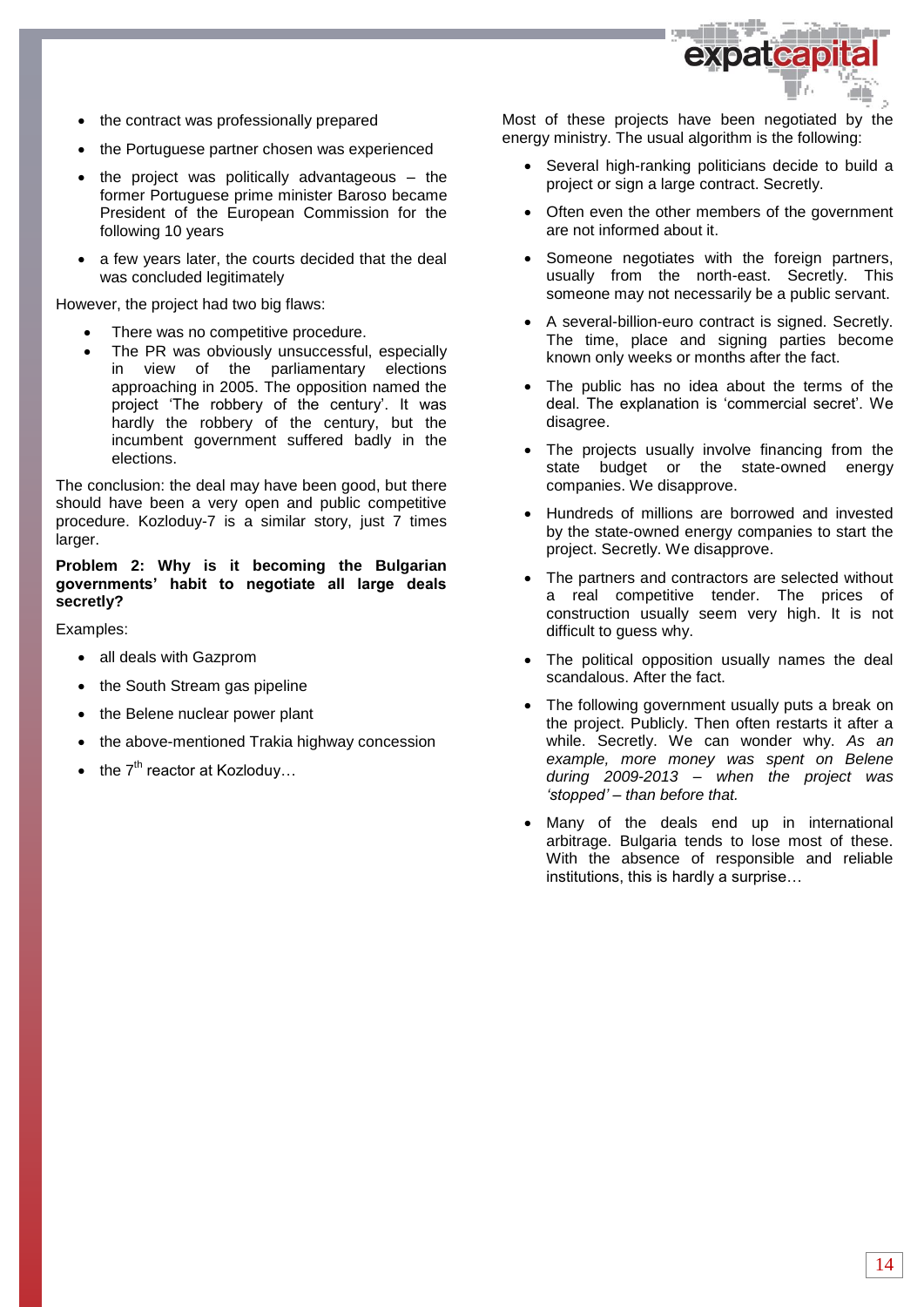- the contract was professionally prepared
- the Portuguese partner chosen was experienced
- the project was politically advantageous – the former Portuguese prime minister Baroso became President of the European Commission for the following 10 years
- a few years later, the courts decided that the deal was concluded legitimately

However, the project had two big flaws:

- There was no competitive procedure.
- The PR was obviously unsuccessful, especially in view of the parliamentary elections approaching in 2005. The opposition named the project 'The robbery of the century'. It was hardly the robbery of the century, but the incumbent government suffered badly in the elections.

The conclusion: the deal may have been good, but there should have been a very open and public competitive procedure. Kozloduy-7 is a similar story, just 7 times larger.

**Problem 2: Why is it becoming the Bulgarian governments' habit to negotiate all large deals secretly?**

Examples:

- all deals with Gazprom
- the South Stream gas pipeline
- the Belene nuclear power plant
- the above-mentioned Trakia highway concession
- the 7th reactor at Kozloduy…

Most of these projects have been negotiated by the energy ministry. The usual algorithm is the following:

- Several high-ranking politicians decide to build a project or sign a large contract. Secretly.
- Often even the other members of the government are not informed about it.
- Someone negotiates with the foreign partners, usually from the north-east. Secretly. This someone may not necessarily be a public servant.
- A several-billion-euro contract is signed. Secretly. The time, place and signing parties become known only weeks or months after the fact.
- The public has no idea about the terms of the deal. The explanation is 'commercial secret'. We disagree.
- The projects usually involve financing from the state budget or the state-owned energy companies. We disapprove.
- Hundreds of millions are borrowed and invested by the state-owned energy companies to start the project. Secretly. We disapprove.
- The partners and contractors are selected without a real competitive tender. The prices of construction usually seem very high. It is not difficult to guess why.
- The political opposition usually names the deal scandalous. After the fact.
- The following government usually puts a break on the project. Publicly. Then often restarts it after a while. Secretly. We can wonder why. *As an example, more money was spent on Belene during 2009-2013 – when the project was 'stopped' – than before that.*
- Many of the deals end up in international arbitrage. Bulgaria tends to lose most of these. With the absence of responsible and reliable institutions, this is hardly a surprise…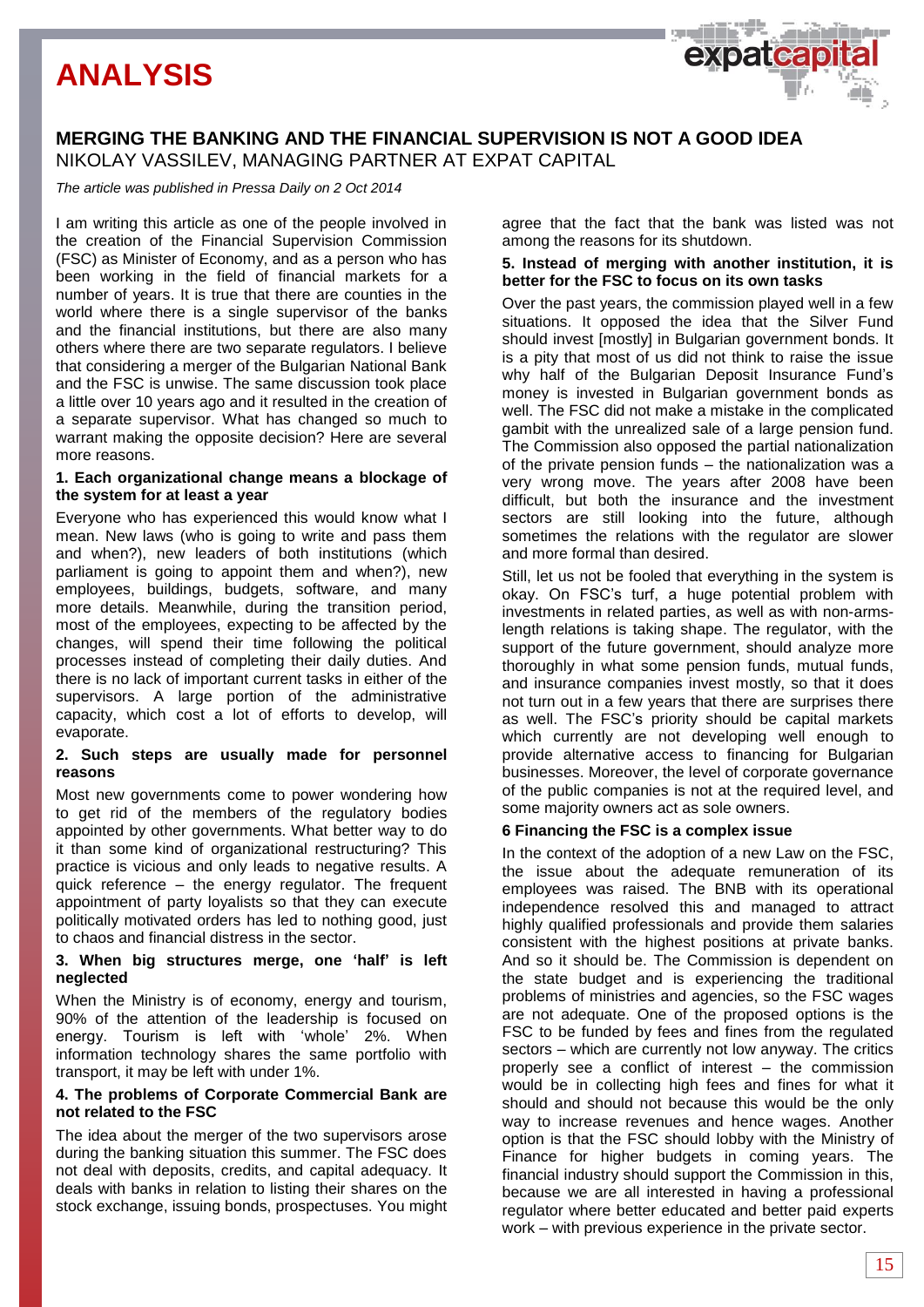# ANALYSIS

## MERGING THE BANKING AND THE FINANCIAL SUPERVISION IS NOT A GOOD IDEA

NIKOLAY VASSILEV, MANAGING PARTNER AT EXPAT CAPITAL

*The article was published in Pressa Daily on 2 Oct 2014*

I am writing this article as one of the people involved in the creation of the Financial Supervision Commission (FSC) as Minister of Economy, and as a person who has been working in the field of financial markets for a number of years. It is true that there are counties in the world where there is a single supervisor of the banks and the financial institutions, but there are also many others where there are two separate regulators. I believe that considering a merger of the Bulgarian National Bank and the FSC is unwise. The same discussion took place a little over 10 years ago and it resulted in the creation of a separate supervisor. What has changed so much to warrant making the opposite decision? Here are several more reasons.

**1. Each organizational change means a blockage of the system for at least a year**

Everyone who has experienced this would know what I mean. New laws (who is going to write and pass them and when?), new leaders of both institutions (which parliament is going to appoint them and when?), new employees, buildings, budgets, software, and many more details. Meanwhile, during the transition period, most of the employees, expecting to be affected by the changes, will spend their time following the political processes instead of completing their daily duties. And there is no lack of important current tasks in either of the supervisors. A large portion of the administrative capacity, which cost a lot of efforts to develop, will evaporate.

**2. Such steps are usually made for personnel reasons**

Most new governments come to power wondering how to get rid of the members of the regulatory bodies appointed by other governments. What better way to do it than some kind of organizational restructuring? This practice is vicious and only leads to negative results. A quick reference – the energy regulator. The frequent appointment of party loyalists so that they can execute politically motivated orders has led to nothing good, just to chaos and financial distress in the sector.

**3. When big structures merge, one 'half' is left neglected**

When the Ministry is of economy, energy and tourism, 90% of the attention of the leadership is focused on energy. Tourism is left with 'whole' 2%. When information technology shares the same portfolio with transport, it may be left with under 1%.

**4. The problems of Corporate Commercial Bank are not related to the FSC**

The idea about the merger of the two supervisors arose during the banking situation this summer. The FSC does not deal with deposits, credits, and capital adequacy. It deals with banks in relation to listing their shares on the stock exchange, issuing bonds, prospectuses. You might agree that the fact that the bank was listed was not among the reasons for its shutdown.

**5. Instead of merging with another institution, it is better for the FSC to focus on its own tasks**

Over the past years, the commission played well in a few situations. It opposed the idea that the Silver Fund should invest [mostly] in Bulgarian government bonds. It is a pity that most of us did not think to raise the issue why half of the Bulgarian Deposit Insurance Fund's money is invested in Bulgarian government bonds as well. The FSC did not make a mistake in the complicated gambit with the unrealized sale of a large pension fund. The Commission also opposed the partial nationalization of the private pension funds – the nationalization was a very wrong move. The years after 2008 have been difficult, but both the insurance and the investment sectors are still looking into the future, although sometimes the relations with the regulator are slower and more formal than desired.

Still, let us not be fooled that everything in the system is okay. On FSC's turf, a huge potential problem with investments in related parties, as well as with non-arms-length relations is taking shape. The regulator, with the support of the future government, should analyze more thoroughly in what some pension funds, mutual funds, and insurance companies invest mostly, so that it does not turn out in a few years that there are surprises there as well. The FSC's priority should be capital markets which currently are not developing well enough to provide alternative access to financing for Bulgarian businesses. Moreover, the level of corporate governance of the public companies is not at the required level, and some majority owners act as sole owners.

**6 Financing the FSC is a complex issue**

In the context of the adoption of a new Law on the FSC, the issue about the adequate remuneration of its employees was raised. The BNB with its operational independence resolved this and managed to attract highly qualified professionals and provide them salaries consistent with the highest positions at private banks. And so it should be. The Commission is dependent on the state budget and is experiencing the traditional problems of ministries and agencies, so the FSC wages are not adequate. One of the proposed options is the FSC to be funded by fees and fines from the regulated sectors – which are currently not low anyway. The critics properly see a conflict of interest – the commission would be in collecting high fees and fines for what it should and should not because this would be the only way to increase revenues and hence wages. Another option is that the FSC should lobby with the Ministry of Finance for higher budgets in coming years. The financial industry should support the Commission in this, because we are all interested in having a professional regulator where better educated and better paid experts work – with previous experience in the private sector.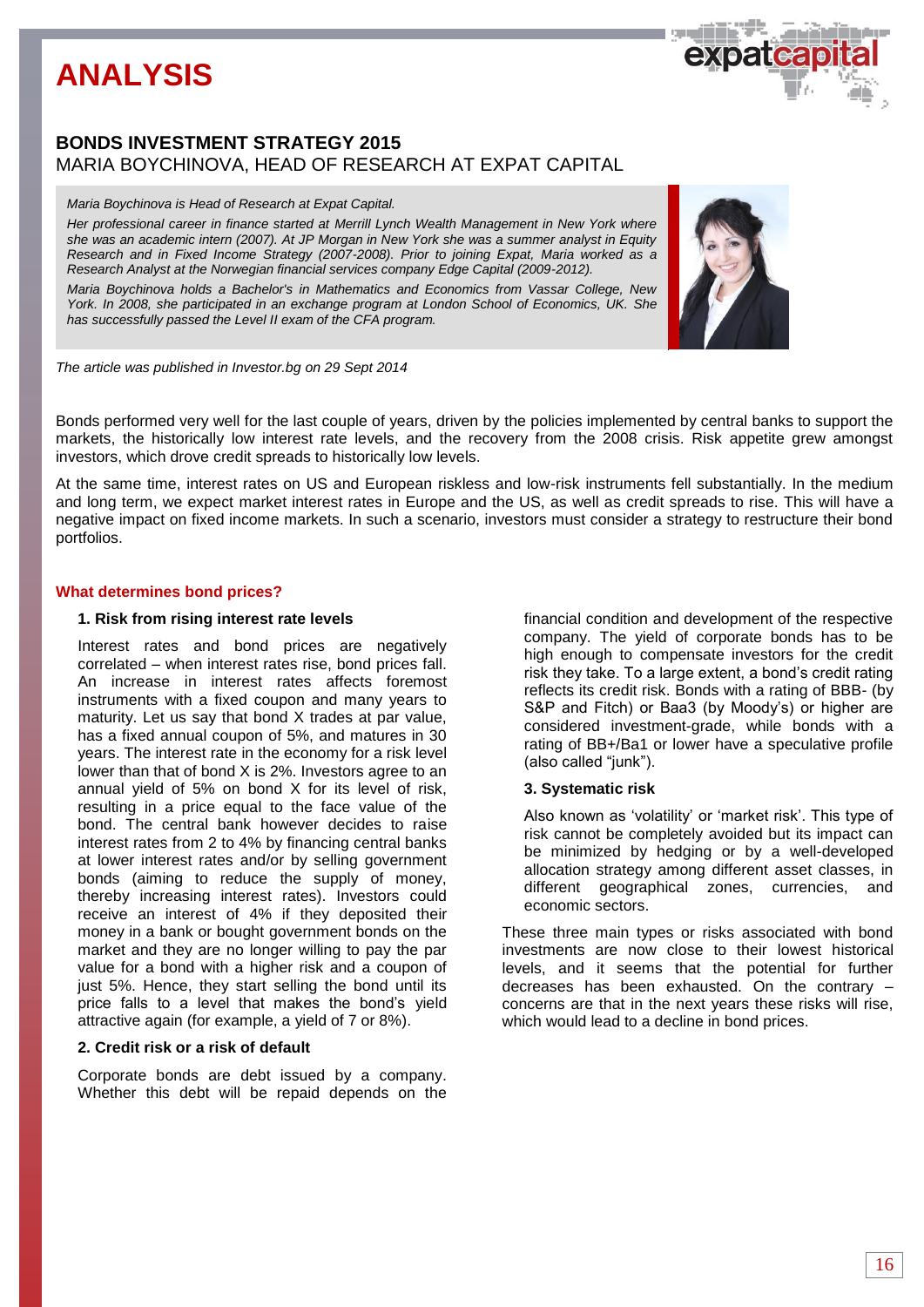# ANALYSIS

## BONDS INVESTMENT STRATEGY 2015

MARIA BOYCHINOVA, HEAD OF RESEARCH AT EXPAT CAPITAL

*Maria Boychinova is Head of Research at Expat Capital.*

*Her professional career in finance started at Merrill Lynch Wealth Management in New York where she was an academic intern (2007). At JP Morgan in New York she was a summer analyst in Equity Research and in Fixed Income Strategy (2007-2008). Prior to joining Expat, Maria worked as a Research Analyst at the Norwegian financial services company Edge Capital (2009-2012).*

*Maria Boychinova holds a Bachelor's in Mathematics and Economics from Vassar College, New York. In 2008, she participated in an exchange program at London School of Economics, UK. She has successfully passed the Level II exam of the CFA program.*

*The article was published in Investor.bg on 29 Sept 2014*

Bonds performed very well for the last couple of years, driven by the policies implemented by central banks to support the markets, the historically low interest rate levels, and the recovery from the 2008 crisis. Risk appetite grew amongst investors, which drove credit spreads to historically low levels.

At the same time, interest rates on US and European riskless and low-risk instruments fell substantially. In the medium and long term, we expect market interest rates in Europe and the US, as well as credit spreads to rise. This will have a negative impact on fixed income markets. In such a scenario, investors must consider a strategy to restructure their bond portfolios.

### What determines bond prices?

**1. Risk from rising interest rate levels**

Interest rates and bond prices are negatively correlated – when interest rates rise, bond prices fall. An increase in interest rates affects foremost instruments with a fixed coupon and many years to maturity. Let us say that bond X trades at par value, has a fixed annual coupon of 5%, and matures in 30 years. The interest rate in the economy for a risk level lower than that of bond X is 2%. Investors agree to an annual yield of 5% on bond X for its level of risk, resulting in a price equal to the face value of the bond. The central bank however decides to raise interest rates from 2 to 4% by financing central banks at lower interest rates and/or by selling government bonds (aiming to reduce the supply of money, thereby increasing interest rates). Investors could receive an interest of 4% if they deposited their money in a bank or bought government bonds on the market and they are no longer willing to pay the par value for a bond with a higher risk and a coupon of just 5%. Hence, they start selling the bond until its price falls to a level that makes the bond's yield attractive again (for example, a yield of 7 or 8%).

**2. Credit risk or a risk of default**

Corporate bonds are debt issued by a company. Whether this debt will be repaid depends on the financial condition and development of the respective company. The yield of corporate bonds has to be high enough to compensate investors for the credit risk they take. To a large extent, a bond's credit rating reflects its credit risk. Bonds with a rating of BBB- (by S&P and Fitch) or Baa3 (by Moody's) or higher are considered investment-grade, while bonds with a rating of BB+/Ba1 or lower have a speculative profile (also called "junk").

**3. Systematic risk**

Also known as 'volatility' or 'market risk'. This type of risk cannot be completely avoided but its impact can be minimized by hedging or by a well-developed allocation strategy among different asset classes, in different geographical zones, currencies, and economic sectors.

These three main types or risks associated with bond investments are now close to their lowest historical levels, and it seems that the potential for further decreases has been exhausted. On the contrary – concerns are that in the next years these risks will rise, which would lead to a decline in bond prices.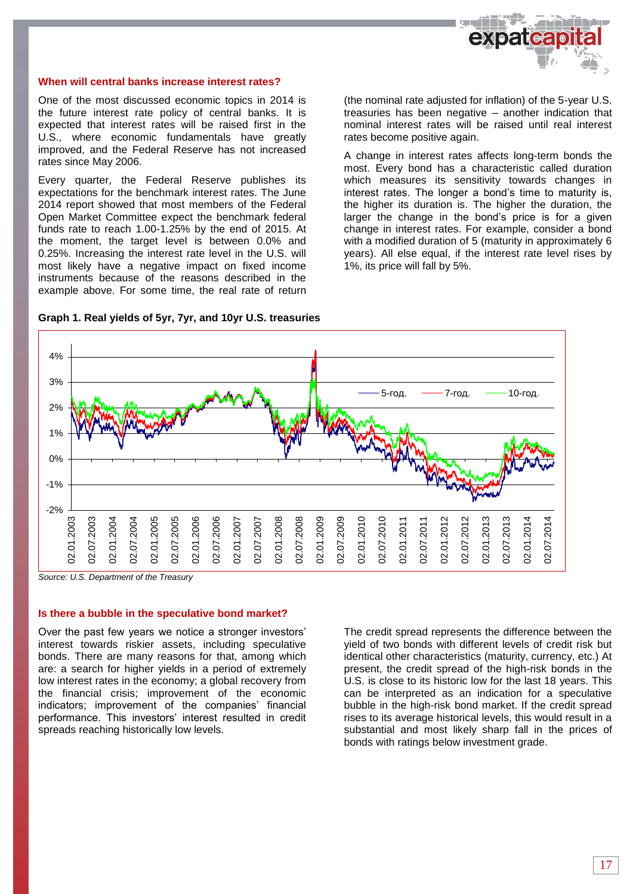### When will central banks increase interest rates?

One of the most discussed economic topics in 2014 is the future interest rate policy of central banks. It is expected that interest rates will be raised first in the U.S., where economic fundamentals have greatly improved, and the Federal Reserve has not increased rates since May 2006.

Every quarter, the Federal Reserve publishes its expectations for the benchmark interest rates. The June 2014 report showed that most members of the Federal Open Market Committee expect the benchmark federal funds rate to reach 1.00-1.25% by the end of 2015. At the moment, the target level is between 0.0% and 0.25%. Increasing the interest rate level in the U.S. will most likely have a negative impact on fixed income instruments because of the reasons described in the example above. For some time, the real rate of return (the nominal rate adjusted for inflation) of the 5-year U.S. treasuries has been negative – another indication that nominal interest rates will be raised until real interest rates become positive again.

A change in interest rates affects long-term bonds the most. Every bond has a characteristic called duration which measures its sensitivity towards changes in interest rates. The longer a bond's time to maturity is, the higher its duration is. The higher the duration, the larger the change in the bond's price is for a given change in interest rates. For example, consider a bond with a modified duration of 5 (maturity in approximately 6 years). All else equal, if the interest rate level rises by 1%, its price will fall by 5%.

**Graph 1. Real yields of 5yr, 7yr, and 10yr U.S. treasuries**

*Source: U.S. Department of the Treasury*

### Is there a bubble in the speculative bond market?

Over the past few years we notice a stronger investors' interest towards riskier assets, including speculative bonds. There are many reasons for that, among which are: a search for higher yields in a period of extremely low interest rates in the economy; a global recovery from the financial crisis; improvement of the economic indicators; improvement of the companies' financial performance. This investors' interest resulted in credit spreads reaching historically low levels.

The credit spread represents the difference between the yield of two bonds with different levels of credit risk but identical other characteristics (maturity, currency, etc.) At present, the credit spread of the high-risk bonds in the U.S. is close to its historic low for the last 18 years. This can be interpreted as an indication for a speculative bubble in the high-risk bond market. If the credit spread rises to its average historical levels, this would result in a substantial and most likely sharp fall in the prices of bonds with ratings below investment grade.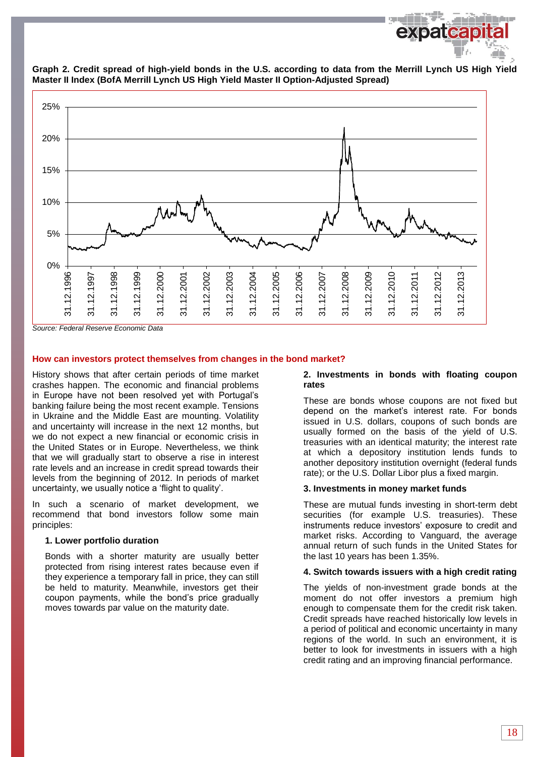**Graph 2. Credit spread of high-yield bonds in the U.S. according to data from the Merrill Lynch US High Yield Master II Index (BofA Merrill Lynch US High Yield Master II Option-Adjusted Spread)**

*Source: Federal Reserve Economic Data*

## How can investors protect themselves from changes in the bond market?

History shows that after certain periods of time market crashes happen. The economic and financial problems in Europe have not been resolved yet with Portugal's banking failure being the most recent example. Tensions in Ukraine and the Middle East are mounting. Volatility and uncertainty will increase in the next 12 months, but we do not expect a new financial or economic crisis in the United States or in Europe. Nevertheless, we think that we will gradually start to observe a rise in interest rate levels and an increase in credit spread towards their levels from the beginning of 2012. In periods of market uncertainty, we usually notice a 'flight to quality'.

In such a scenario of market development, we recommend that bond investors follow some main principles:

### 1. Lower portfolio duration

Bonds with a shorter maturity are usually better protected from rising interest rates because even if they experience a temporary fall in price, they can still be held to maturity. Meanwhile, investors get their coupon payments, while the bond's price gradually moves towards par value on the maturity date.

### 2. Investments in bonds with floating coupon rates

These are bonds whose coupons are not fixed but depend on the market's interest rate. For bonds issued in U.S. dollars, coupons of such bonds are usually formed on the basis of the yield of U.S. treasuries with an identical maturity; the interest rate at which a depository institution lends funds to another depository institution overnight (federal funds rate); or the U.S. Dollar Libor plus a fixed margin.

### 3. Investments in money market funds

These are mutual funds investing in short-term debt securities (for example U.S. treasuries). These instruments reduce investors' exposure to credit and market risks. According to Vanguard, the average annual return of such funds in the United States for the last 10 years has been 1.35%.

### 4. Switch towards issuers with a high credit rating

The yields of non-investment grade bonds at the moment do not offer investors a premium high enough to compensate them for the credit risk taken. Credit spreads have reached historically low levels in a period of political and economic uncertainty in many regions of the world. In such an environment, it is better to look for investments in issuers with a high credit rating and an improving financial performance.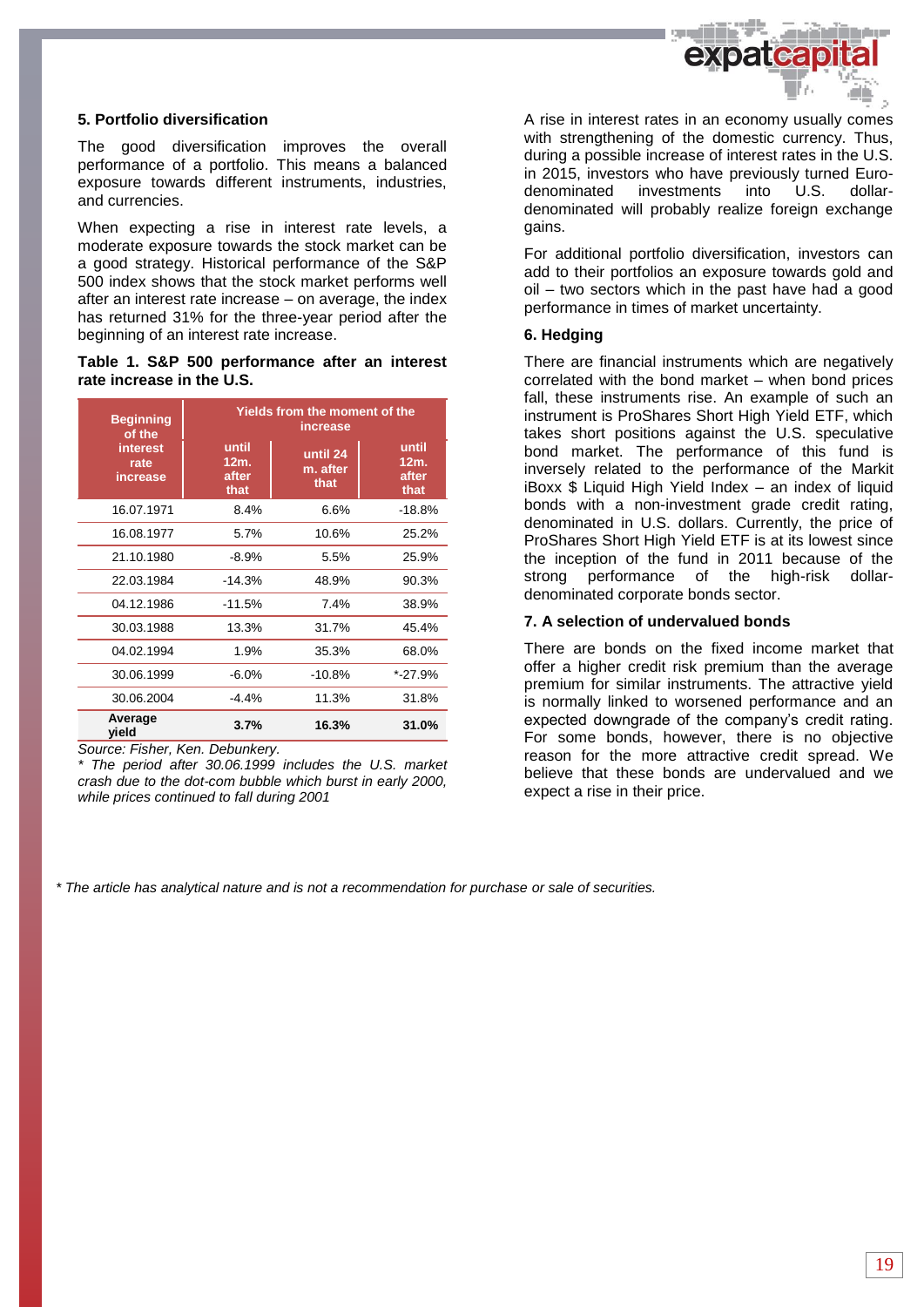## 5. Portfolio diversification

The good diversification improves the overall performance of a portfolio. This means a balanced exposure towards different instruments, industries, and currencies.

When expecting a rise in interest rate levels, a moderate exposure towards the stock market can be a good strategy. Historical performance of the S&P 500 index shows that the stock market performs well after an interest rate increase – on average, the index has returned 31% for the three-year period after the beginning of an interest rate increase.

**Table 1. S&P 500 performance after an interest rate increase in the U.S.**

| Beginning of the interest rate increase | Yields from the moment of the increase | | |
|---|---|---|---|
| | until 12m. after that | until 24 m. after that | until 12m. after that |
| 16.07.1971 | 8.4% | 6.6% | -18.8% |
| 16.08.1977 | 5.7% | 10.6% | 25.2% |
| 21.10.1980 | -8.9% | 5.5% | 25.9% |
| 22.03.1984 | -14.3% | 48.9% | 90.3% |
| 04.12.1986 | -11.5% | 7.4% | 38.9% |
| 30.03.1988 | 13.3% | 31.7% | 45.4% |
| 04.02.1994 | 1.9% | 35.3% | 68.0% |
| 30.06.1999 | -6.0% | -10.8% | *-27.9% |
| 30.06.2004 | -4.4% | 11.3% | 31.8% |
| **Average yield** | **3.7%** | **16.3%** | **31.0%** |

*Source: Fisher, Ken. Debunkery.*

*\* The period after 30.06.1999 includes the U.S. market crash due to the dot-com bubble which burst in early 2000, while prices continued to fall during 2001*

A rise in interest rates in an economy usually comes with strengthening of the domestic currency. Thus, during a possible increase of interest rates in the U.S. in 2015, investors who have previously turned Euro-denominated investments into U.S. dollar-denominated will probably realize foreign exchange gains.

For additional portfolio diversification, investors can add to their portfolios an exposure towards gold and oil – two sectors which in the past have had a good performance in times of market uncertainty.

## 6. Hedging

There are financial instruments which are negatively correlated with the bond market – when bond prices fall, these instruments rise. An example of such an instrument is ProShares Short High Yield ETF, which takes short positions against the U.S. speculative bond market. The performance of this fund is inversely related to the performance of the Markit iBoxx $ Liquid High Yield Index – an index of liquid bonds with a non-investment grade credit rating, denominated in U.S. dollars. Currently, the price of ProShares Short High Yield ETF is at its lowest since the inception of the fund in 2011 because of the strong performance of the high-risk dollar-denominated corporate bonds sector.

## 7. A selection of undervalued bonds

There are bonds on the fixed income market that offer a higher credit risk premium than the average premium for similar instruments. The attractive yield is normally linked to worsened performance and an expected downgrade of the company's credit rating. For some bonds, however, there is no objective reason for the more attractive credit spread. We believe that these bonds are undervalued and we expect a rise in their price.

*\* The article has analytical nature and is not a recommendation for purchase or sale of securities.*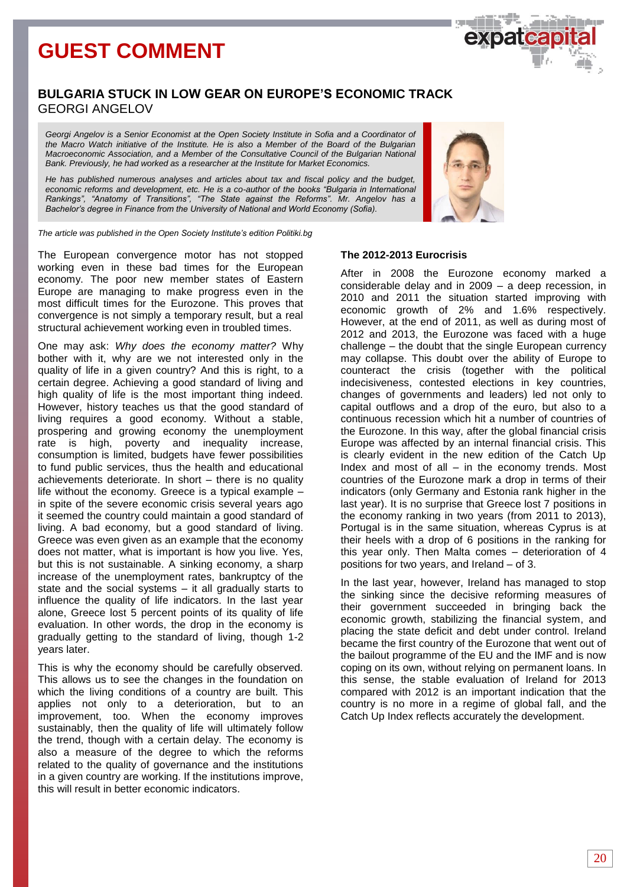# GUEST COMMENT

## BULGARIA STUCK IN LOW GEAR ON EUROPE'S ECONOMIC TRACK

GEORGI ANGELOV

*Georgi Angelov is a Senior Economist at the Open Society Institute in Sofia and a Coordinator of the Macro Watch initiative of the Institute. He is also a Member of the Board of the Bulgarian Macroeconomic Association, and a Member of the Consultative Council of the Bulgarian National Bank. Previously, he had worked as a researcher at the Institute for Market Economics.*

*He has published numerous analyses and articles about tax and fiscal policy and the budget, economic reforms and development, etc. He is a co-author of the books "Bulgaria in International Rankings", "Anatomy of Transitions", "The State against the Reforms". Mr. Angelov has a Bachelor's degree in Finance from the University of National and World Economy (Sofia).*

*The article was published in the Open Society Institute's edition Politiki.bg*

The European convergence motor has not stopped working even in these bad times for the European economy. The poor new member states of Eastern Europe are managing to make progress even in the most difficult times for the Eurozone. This proves that convergence is not simply a temporary result, but a real structural achievement working even in troubled times.

One may ask: *Why does the economy matter?* Why bother with it, why are we not interested only in the quality of life in a given country? And this is right, to a certain degree. Achieving a good standard of living and high quality of life is the most important thing indeed. However, history teaches us that the good standard of living requires a good economy. Without a stable, prospering and growing economy the unemployment rate is high, poverty and inequality increase, consumption is limited, budgets have fewer possibilities to fund public services, thus the health and educational achievements deteriorate. In short – there is no quality life without the economy. Greece is a typical example – in spite of the severe economic crisis several years ago it seemed the country could maintain a good standard of living. A bad economy, but a good standard of living. Greece was even given as an example that the economy does not matter, what is important is how you live. Yes, but this is not sustainable. A sinking economy, a sharp increase of the unemployment rates, bankruptcy of the state and the social systems – it all gradually starts to influence the quality of life indicators. In the last year alone, Greece lost 5 percent points of its quality of life evaluation. In other words, the drop in the economy is gradually getting to the standard of living, though 1-2 years later.

This is why the economy should be carefully observed. This allows us to see the changes in the foundation on which the living conditions of a country are built. This applies not only to a deterioration, but to an improvement, too. When the economy improves sustainably, then the quality of life will ultimately follow the trend, though with a certain delay. The economy is also a measure of the degree to which the reforms related to the quality of governance and the institutions in a given country are working. If the institutions improve, this will result in better economic indicators.

**The 2012-2013 Eurocrisis**

After in 2008 the Eurozone economy marked a considerable delay and in 2009 – a deep recession, in 2010 and 2011 the situation started improving with economic growth of 2% and 1.6% respectively. However, at the end of 2011, as well as during most of 2012 and 2013, the Eurozone was faced with a huge challenge – the doubt that the single European currency may collapse. This doubt over the ability of Europe to counteract the crisis (together with the political indecisiveness, contested elections in key countries, changes of governments and leaders) led not only to capital outflows and a drop of the euro, but also to a continuous recession which hit a number of countries of the Eurozone. In this way, after the global financial crisis Europe was affected by an internal financial crisis. This is clearly evident in the new edition of the Catch Up Index and most of all – in the economy trends. Most countries of the Eurozone mark a drop in terms of their indicators (only Germany and Estonia rank higher in the last year). It is no surprise that Greece lost 7 positions in the economy ranking in two years (from 2011 to 2013), Portugal is in the same situation, whereas Cyprus is at their heels with a drop of 6 positions in the ranking for this year only. Then Malta comes – deterioration of 4 positions for two years, and Ireland – of 3.

In the last year, however, Ireland has managed to stop the sinking since the decisive reforming measures of their government succeeded in bringing back the economic growth, stabilizing the financial system, and placing the state deficit and debt under control. Ireland became the first country of the Eurozone that went out of the bailout programme of the EU and the IMF and is now coping on its own, without relying on permanent loans. In this sense, the stable evaluation of Ireland for 2013 compared with 2012 is an important indication that the country is no more in a regime of global fall, and the Catch Up Index reflects accurately the development.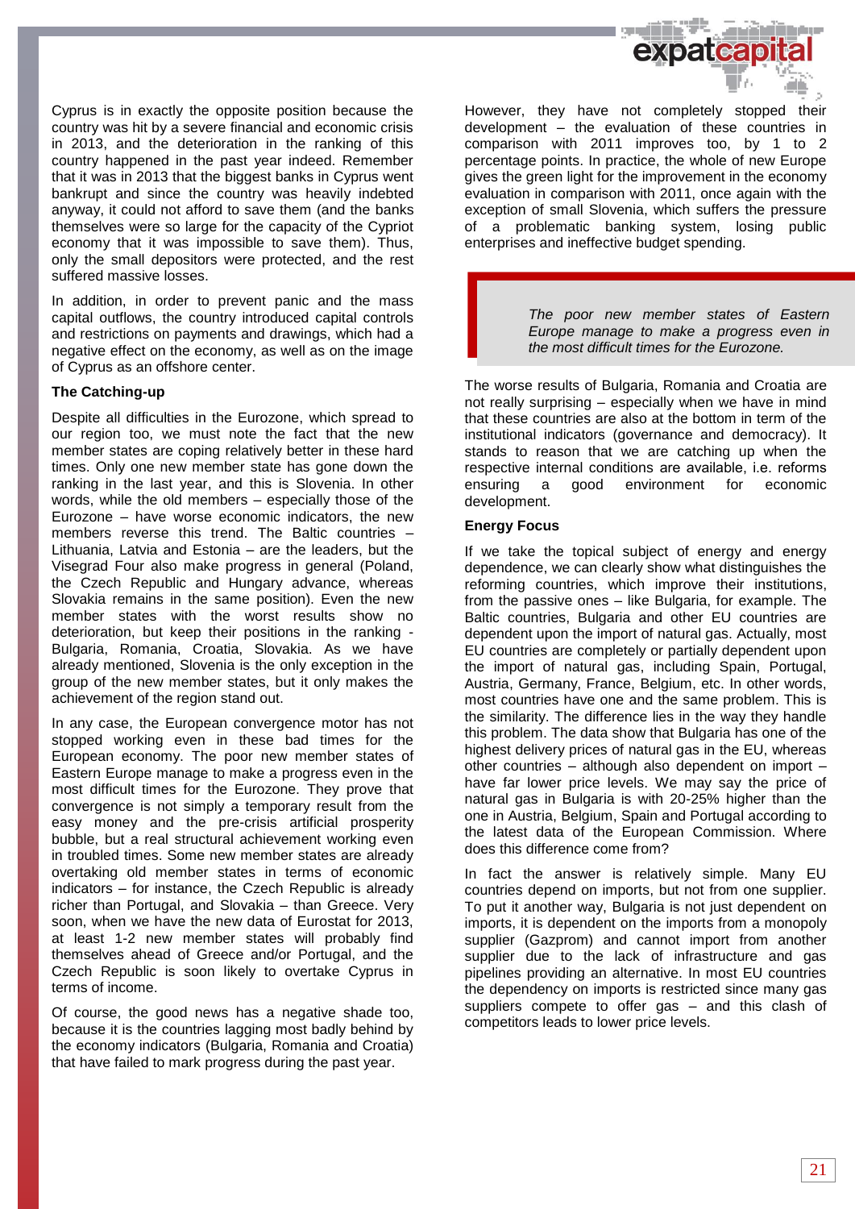Cyprus is in exactly the opposite position because the country was hit by a severe financial and economic crisis in 2013, and the deterioration in the ranking of this country happened in the past year indeed. Remember that it was in 2013 that the biggest banks in Cyprus went bankrupt and since the country was heavily indebted anyway, it could not afford to save them (and the banks themselves were so large for the capacity of the Cypriot economy that it was impossible to save them). Thus, only the small depositors were protected, and the rest suffered massive losses.

In addition, in order to prevent panic and the mass capital outflows, the country introduced capital controls and restrictions on payments and drawings, which had a negative effect on the economy, as well as on the image of Cyprus as an offshore center.

**The Catching-up**

Despite all difficulties in the Eurozone, which spread to our region too, we must note the fact that the new member states are coping relatively better in these hard times. Only one new member state has gone down the ranking in the last year, and this is Slovenia. In other words, while the old members – especially those of the Eurozone – have worse economic indicators, the new members reverse this trend. The Baltic countries – Lithuania, Latvia and Estonia – are the leaders, but the Visegrad Four also make progress in general (Poland, the Czech Republic and Hungary advance, whereas Slovakia remains in the same position). Even the new member states with the worst results show no deterioration, but keep their positions in the ranking - Bulgaria, Romania, Croatia, Slovakia. As we have already mentioned, Slovenia is the only exception in the group of the new member states, but it only makes the achievement of the region stand out.

In any case, the European convergence motor has not stopped working even in these bad times for the European economy. The poor new member states of Eastern Europe manage to make a progress even in the most difficult times for the Eurozone. They prove that convergence is not simply a temporary result from the easy money and the pre-crisis artificial prosperity bubble, but a real structural achievement working even in troubled times. Some new member states are already overtaking old member states in terms of economic indicators – for instance, the Czech Republic is already richer than Portugal, and Slovakia – than Greece. Very soon, when we have the new data of Eurostat for 2013, at least 1-2 new member states will probably find themselves ahead of Greece and/or Portugal, and the Czech Republic is soon likely to overtake Cyprus in terms of income.

Of course, the good news has a negative shade too, because it is the countries lagging most badly behind by the economy indicators (Bulgaria, Romania and Croatia) that have failed to mark progress during the past year.

However, they have not completely stopped their development – the evaluation of these countries in comparison with 2011 improves too, by 1 to 2 percentage points. In practice, the whole of new Europe gives the green light for the improvement in the economy evaluation in comparison with 2011, once again with the exception of small Slovenia, which suffers the pressure of a problematic banking system, losing public enterprises and ineffective budget spending.

> *The poor new member states of Eastern Europe manage to make a progress even in the most difficult times for the Eurozone.*

The worse results of Bulgaria, Romania and Croatia are not really surprising – especially when we have in mind that these countries are also at the bottom in term of the institutional indicators (governance and democracy). It stands to reason that we are catching up when the respective internal conditions are available, i.e. reforms ensuring a good environment for economic development.

**Energy Focus**

If we take the topical subject of energy and energy dependence, we can clearly show what distinguishes the reforming countries, which improve their institutions, from the passive ones – like Bulgaria, for example. The Baltic countries, Bulgaria and other EU countries are dependent upon the import of natural gas. Actually, most EU countries are completely or partially dependent upon the import of natural gas, including Spain, Portugal, Austria, Germany, France, Belgium, etc. In other words, most countries have one and the same problem. This is the similarity. The difference lies in the way they handle this problem. The data show that Bulgaria has one of the highest delivery prices of natural gas in the EU, whereas other countries – although also dependent on import – have far lower price levels. We may say the price of natural gas in Bulgaria is with 20-25% higher than the one in Austria, Belgium, Spain and Portugal according to the latest data of the European Commission. Where does this difference come from?

In fact the answer is relatively simple. Many EU countries depend on imports, but not from one supplier. To put it another way, Bulgaria is not just dependent on imports, it is dependent on the imports from a monopoly supplier (Gazprom) and cannot import from another supplier due to the lack of infrastructure and gas pipelines providing an alternative. In most EU countries the dependency on imports is restricted since many gas suppliers compete to offer gas – and this clash of competitors leads to lower price levels.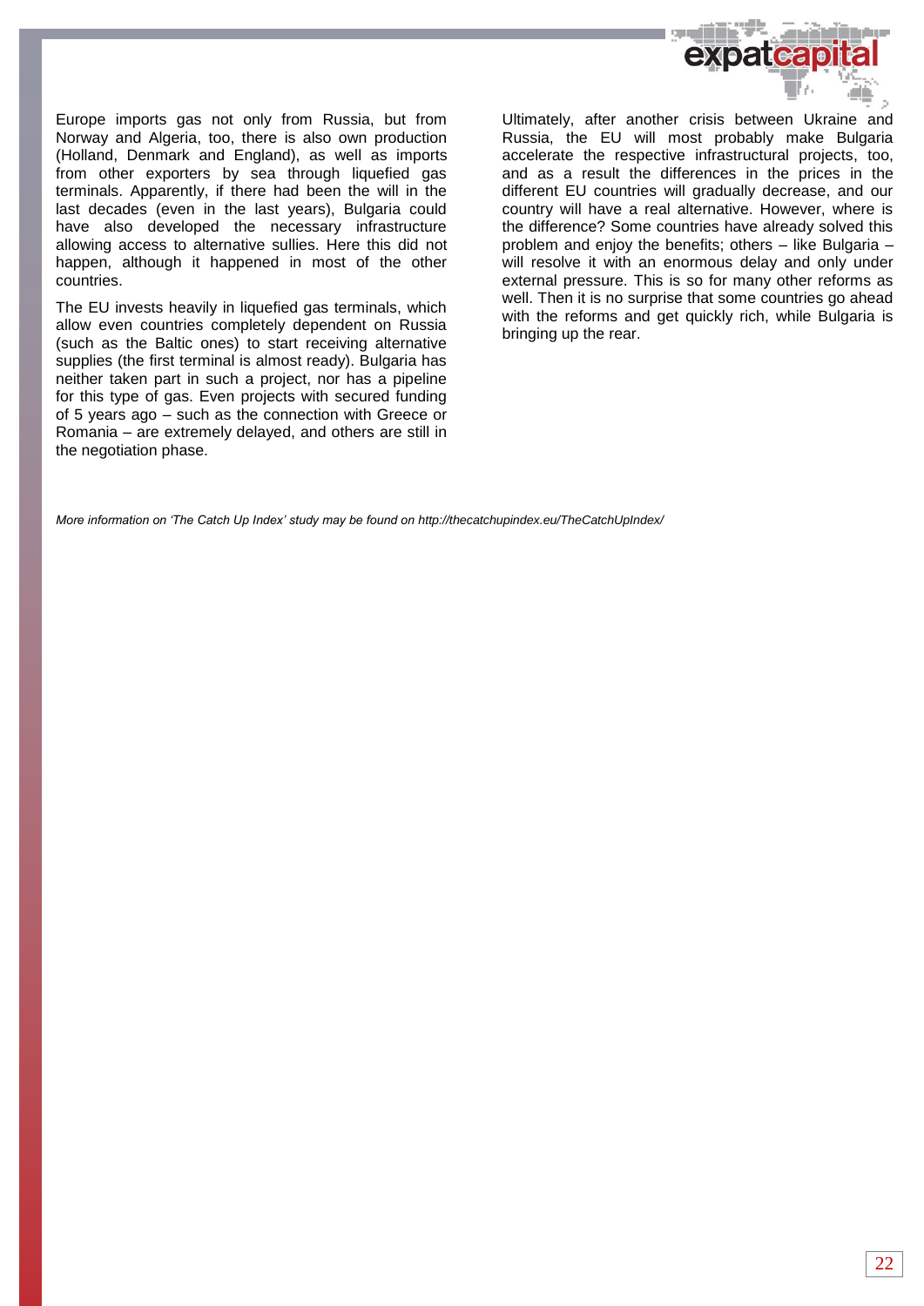Europe imports gas not only from Russia, but from Norway and Algeria, too, there is also own production (Holland, Denmark and England), as well as imports from other exporters by sea through liquefied gas terminals. Apparently, if there had been the will in the last decades (even in the last years), Bulgaria could have also developed the necessary infrastructure allowing access to alternative sullies. Here this did not happen, although it happened in most of the other countries.

The EU invests heavily in liquefied gas terminals, which allow even countries completely dependent on Russia (such as the Baltic ones) to start receiving alternative supplies (the first terminal is almost ready). Bulgaria has neither taken part in such a project, nor has a pipeline for this type of gas. Even projects with secured funding of 5 years ago – such as the connection with Greece or Romania – are extremely delayed, and others are still in the negotiation phase.

Ultimately, after another crisis between Ukraine and Russia, the EU will most probably make Bulgaria accelerate the respective infrastructural projects, too, and as a result the differences in the prices in the different EU countries will gradually decrease, and our country will have a real alternative. However, where is the difference? Some countries have already solved this problem and enjoy the benefits; others – like Bulgaria – will resolve it with an enormous delay and only under external pressure. This is so for many other reforms as well. Then it is no surprise that some countries go ahead with the reforms and get quickly rich, while Bulgaria is bringing up the rear.

*More information on 'The Catch Up Index' study may be found on http://thecatchupindex.eu/TheCatchUpIndex/*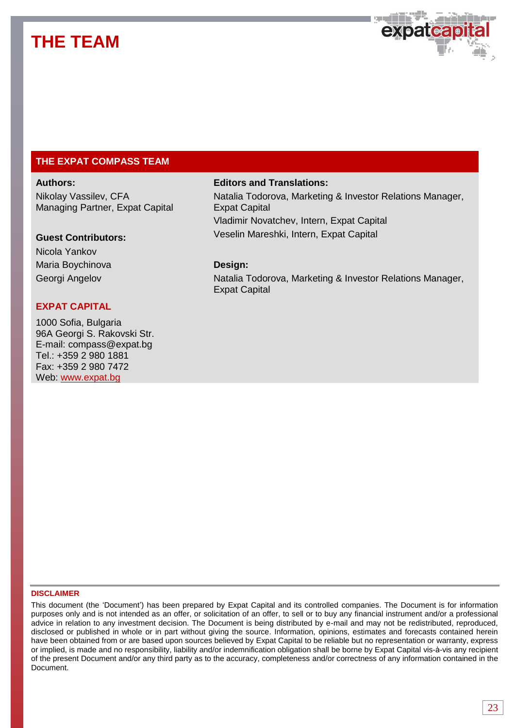# THE TEAM

## THE EXPAT COMPASS TEAM

**Authors:**

Nikolay Vassilev, CFA
Managing Partner, Expat Capital

**Guest Contributors:**

Nicola Yankov

Maria Boychinova

Georgi Angelov

**Editors and Translations:**

Natalia Todorova, Marketing & Investor Relations Manager, Expat Capital

Vladimir Novatchev, Intern, Expat Capital

Veselin Mareshki, Intern, Expat Capital

**Design:**

Natalia Todorova, Marketing & Investor Relations Manager, Expat Capital

### EXPAT CAPITAL

1000 Sofia, Bulgaria
96A Georgi S. Rakovski Str.
E-mail: compass@expat.bg
Tel.: +359 2 980 1881
Fax: +359 2 980 7472
Web: www.expat.bg

### DISCLAIMER

This document (the 'Document') has been prepared by Expat Capital and its controlled companies. The Document is for information purposes only and is not intended as an offer, or solicitation of an offer, to sell or to buy any financial instrument and/or a professional advice in relation to any investment decision. The Document is being distributed by e-mail and may not be redistributed, reproduced, disclosed or published in whole or in part without giving the source. Information, opinions, estimates and forecasts contained herein have been obtained from or are based upon sources believed by Expat Capital to be reliable but no representation or warranty, express or implied, is made and no responsibility, liability and/or indemnification obligation shall be borne by Expat Capital vis-à-vis any recipient of the present Document and/or any third party as to the accuracy, completeness and/or correctness of any information contained in the Document.